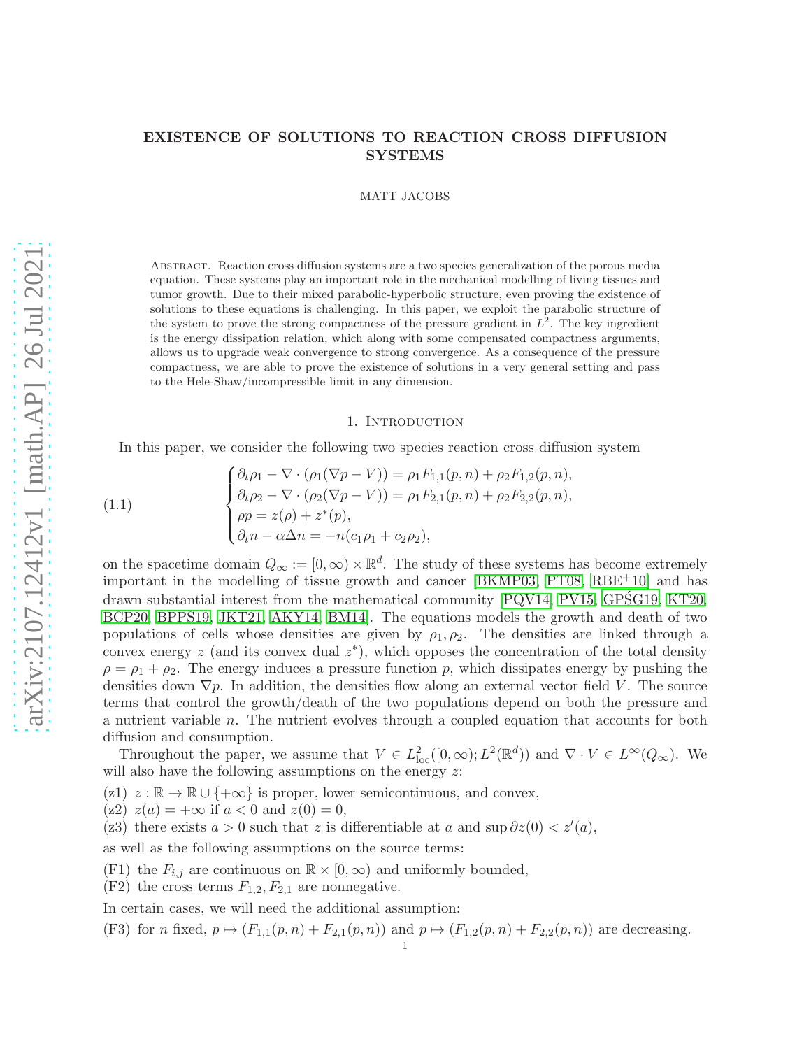# EXISTENCE OF SOLUTIONS TO REACTION CROSS DIFFUSION SYSTEMS

MATT JACOBS

**Abstract.** Reaction cross diffusion systems are a two species generalization of the porous media equation. These systems play an important role in the mechanical modelling of living tissues and tumor growth. Due to their mixed parabolic-hyperbolic structure, even proving the existence of solutions to these equations is challenging. In this paper, we exploit the parabolic structure of the system to prove the strong compactness of the pressure gradient in $L^2$. The key ingredient is the energy dissipation relation, which along with some compensated compactness arguments, allows us to upgrade weak convergence to strong convergence. As a consequence of the pressure compactness, we are able to prove the existence of solutions in a very general setting and pass to the Hele-Shaw/incompressible limit in any dimension.

## 1. Introduction

In this paper, we consider the following two species reaction cross diffusion system

$$
\begin{cases}
\partial_t \rho_1 - \nabla \cdot (\rho_1(\nabla p - V)) = \rho_1 F_{1,1}(p,n) + \rho_2 F_{1,2}(p,n), \\
\partial_t \rho_2 - \nabla \cdot (\rho_2(\nabla p - V)) = \rho_1 F_{2,1}(p,n) + \rho_2 F_{2,2}(p,n), \\
\rho p = z(\rho) + z^*(p), \\
\partial_t n - \alpha \Delta n = -n(c_1\rho_1 + c_2\rho_2),
\end{cases}
\tag{1.1}
$$

on the spacetime domain $Q_\infty := [0,\infty) \times \mathbb{R}^d$. The study of these systems has become extremely important in the modelling of tissue growth and cancer [BKMP03, PT08, RBE+10] and has drawn substantial interest from the mathematical community [PQV14, PV15, GPŚG19, KT20, BCP20, BPPS19, JKT21, AKY14, BM14]. The equations models the growth and death of two populations of cells whose densities are given by $\rho_1, \rho_2$. The densities are linked through a convex energy $z$ (and its convex dual $z^*$), which opposes the concentration of the total density $\rho = \rho_1 + \rho_2$. The energy induces a pressure function $p$, which dissipates energy by pushing the densities down $\nabla p$. In addition, the densities flow along an external vector field $V$. The source terms that control the growth/death of the two populations depend on both the pressure and a nutrient variable $n$. The nutrient evolves through a coupled equation that accounts for both diffusion and consumption.

Throughout the paper, we assume that $V \in L^2_{\text{loc}}([0,\infty); L^2(\mathbb{R}^d))$ and $\nabla \cdot V \in L^\infty(Q_\infty)$. We will also have the following assumptions on the energy $z$:

(z1) $z : \mathbb{R} \to \mathbb{R} \cup \{+\infty\}$ is proper, lower semicontinuous, and convex,
(z2) $z(a) = +\infty$ if $a < 0$ and $z(0) = 0$,
(z3) there exists $a > 0$ such that $z$ is differentiable at $a$ and $\sup \partial z(0) < z'(a)$,

as well as the following assumptions on the source terms:

(F1) the $F_{i,j}$ are continuous on $\mathbb{R} \times [0,\infty)$ and uniformly bounded,
(F2) the cross terms $F_{1,2}, F_{2,1}$ are nonnegative.

In certain cases, we will need the additional assumption:

(F3) for $n$ fixed, $p \mapsto (F_{1,1}(p,n) + F_{2,1}(p,n))$ and $p \mapsto (F_{1,2}(p,n) + F_{2,2}(p,n))$ are decreasing.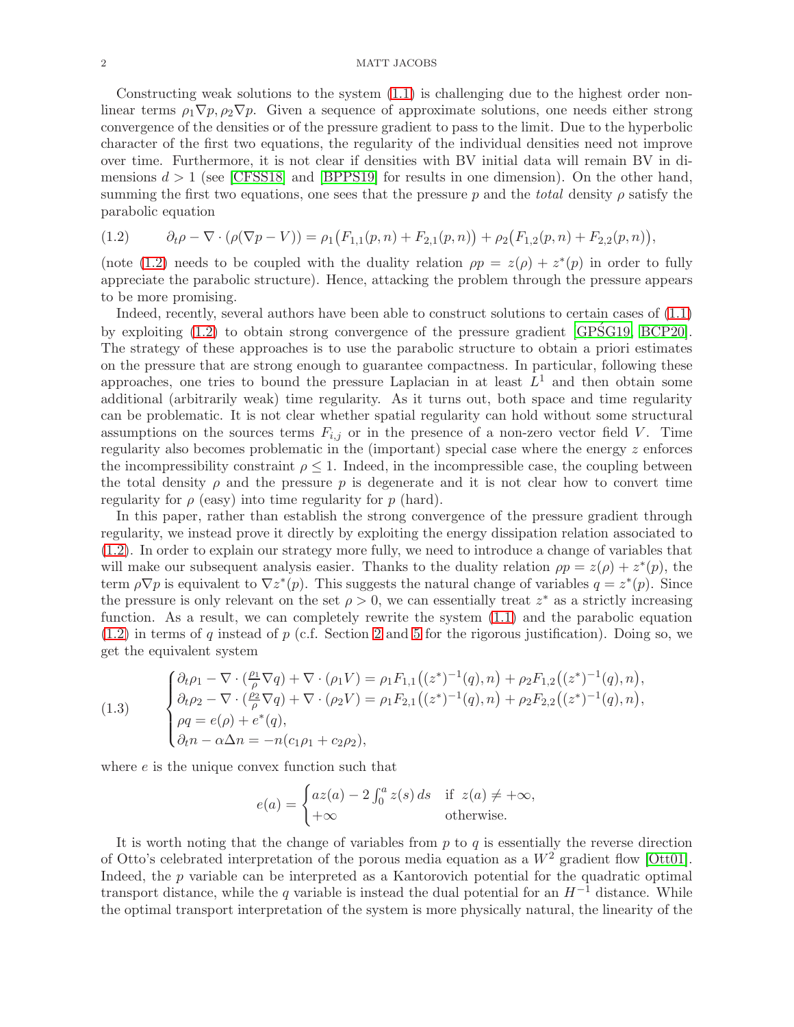Constructing weak solutions to the system (1.1) is challenging due to the highest order nonlinear terms $\rho_1 \nabla p, \rho_2 \nabla p$. Given a sequence of approximate solutions, one needs either strong convergence of the densities or of the pressure gradient to pass to the limit. Due to the hyperbolic character of the first two equations, the regularity of the individual densities need not improve over time. Furthermore, it is not clear if densities with BV initial data will remain BV in dimensions $d > 1$ (see [CFSS18] and [BPPS19] for results in one dimension). On the other hand, summing the first two equations, one sees that the pressure $p$ and the *total* density $\rho$ satisfy the parabolic equation

$$
\partial_t \rho - \nabla \cdot (\rho(\nabla p - V)) = \rho_1\big(F_{1,1}(p,n) + F_{2,1}(p,n)\big) + \rho_2\big(F_{1,2}(p,n) + F_{2,2}(p,n)\big), \tag{1.2}
$$

(note (1.2) needs to be coupled with the duality relation $\rho p = z(\rho) + z^*(p)$ in order to fully appreciate the parabolic structure). Hence, attacking the problem through the pressure appears to be more promising.

Indeed, recently, several authors have been able to construct solutions to certain cases of (1.1) by exploiting (1.2) to obtain strong convergence of the pressure gradient [GPŚG19, BCP20]. The strategy of these approaches is to use the parabolic structure to obtain a priori estimates on the pressure that are strong enough to guarantee compactness. In particular, following these approaches, one tries to bound the pressure Laplacian in at least $L^1$ and then obtain some additional (arbitrarily weak) time regularity. As it turns out, both space and time regularity can be problematic. It is not clear whether spatial regularity can hold without some structural assumptions on the sources terms $F_{i,j}$ or in the presence of a non-zero vector field $V$. Time regularity also becomes problematic in the (important) special case where the energy $z$ enforces the incompressibility constraint $\rho \leq 1$. Indeed, in the incompressible case, the coupling between the total density $\rho$ and the pressure $p$ is degenerate and it is not clear how to convert time regularity for $\rho$ (easy) into time regularity for $p$ (hard).

In this paper, rather than establish the strong convergence of the pressure gradient through regularity, we instead prove it directly by exploiting the energy dissipation relation associated to (1.2). In order to explain our strategy more fully, we need to introduce a change of variables that will make our subsequent analysis easier. Thanks to the duality relation $\rho p = z(\rho) + z^*(p)$, the term $\rho \nabla p$ is equivalent to $\nabla z^*(p)$. This suggests the natural change of variables $q = z^*(p)$. Since the pressure is only relevant on the set $\rho > 0$, we can essentially treat $z^*$ as a strictly increasing function. As a result, we can completely rewrite the system (1.1) and the parabolic equation (1.2) in terms of $q$ instead of $p$ (c.f. Section 2 and 5 for the rigorous justification). Doing so, we get the equivalent system

$$
\begin{cases}
\partial_t \rho_1 - \nabla \cdot (\frac{\rho_1}{\rho} \nabla q) + \nabla \cdot (\rho_1 V) = \rho_1 F_{1,1}\big((z^*)^{-1}(q), n\big) + \rho_2 F_{1,2}\big((z^*)^{-1}(q), n\big), \\
\partial_t \rho_2 - \nabla \cdot (\frac{\rho_2}{\rho} \nabla q) + \nabla \cdot (\rho_2 V) = \rho_1 F_{2,1}\big((z^*)^{-1}(q), n\big) + \rho_2 F_{2,2}\big((z^*)^{-1}(q), n\big), \\
\rho q = e(\rho) + e^*(q), \\
\partial_t n - \alpha \Delta n = -n(c_1 \rho_1 + c_2 \rho_2),
\end{cases} \tag{1.3}
$$

where $e$ is the unique convex function such that

$$
e(a) = \begin{cases} a z(a) - 2\int_0^a z(s)\, ds & \text{if } z(a) \neq +\infty, \\ +\infty & \text{otherwise.} \end{cases}
$$

It is worth noting that the change of variables from $p$ to $q$ is essentially the reverse direction of Otto's celebrated interpretation of the porous media equation as a $W^2$ gradient flow [Ott01]. Indeed, the $p$ variable can be interpreted as a Kantorovich potential for the quadratic optimal transport distance, while the $q$ variable is instead the dual potential for an $H^{-1}$ distance. While the optimal transport interpretation of the system is more physically natural, the linearity of the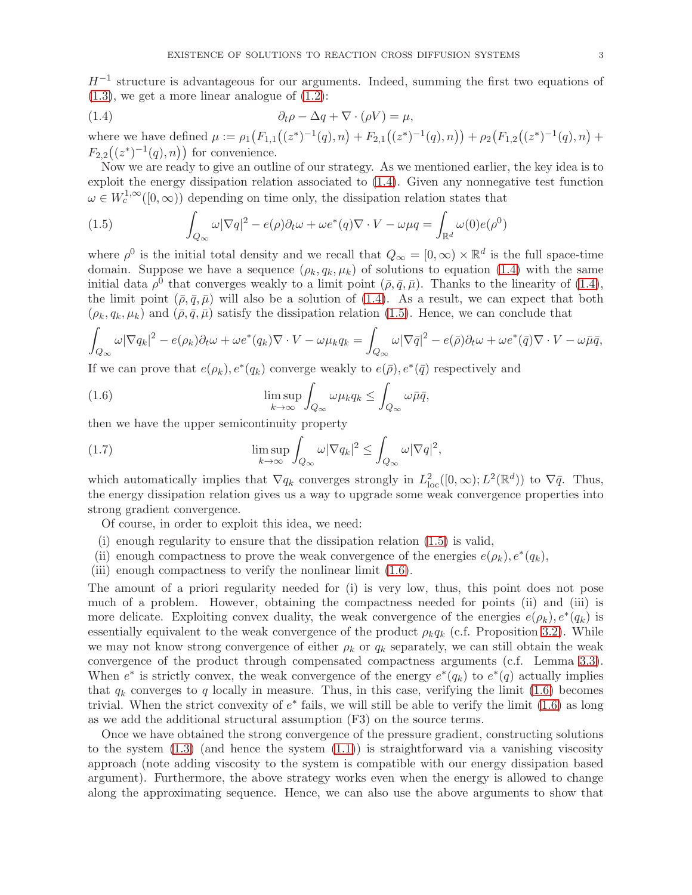$H^{-1}$ structure is advantageous for our arguments. Indeed, summing the first two equations of (1.3), we get a more linear analogue of (1.2):

$$\partial_t \rho - \Delta q + \nabla \cdot (\rho V) = \mu, \tag{1.4}$$

where we have defined $\mu := \rho_1\big(F_{1,1}\big((z^*)^{-1}(q), n\big) + F_{2,1}\big((z^*)^{-1}(q), n\big)\big) + \rho_2\big(F_{1,2}\big((z^*)^{-1}(q), n\big) + F_{2,2}\big((z^*)^{-1}(q), n\big)\big)$ for convenience.

Now we are ready to give an outline of our strategy. As we mentioned earlier, the key idea is to exploit the energy dissipation relation associated to (1.4). Given any nonnegative test function $\omega \in W^{1,\infty}_c([0,\infty))$ depending on time only, the dissipation relation states that

$$\int_{Q_\infty} \omega|\nabla q|^2 - e(\rho)\partial_t \omega + \omega e^*(q)\nabla \cdot V - \omega \mu q = \int_{\mathbb{R}^d} \omega(0) e(\rho^0) \tag{1.5}$$

where $\rho^0$ is the initial total density and we recall that $Q_\infty = [0,\infty) \times \mathbb{R}^d$ is the full space-time domain. Suppose we have a sequence $(\rho_k, q_k, \mu_k)$ of solutions to equation (1.4) with the same initial data $\rho^0$ that converges weakly to a limit point $(\bar\rho, \bar q, \bar\mu)$. Thanks to the linearity of (1.4), the limit point $(\bar\rho, \bar q, \bar\mu)$ will also be a solution of (1.4). As a result, we can expect that both $(\rho_k, q_k, \mu_k)$ and $(\bar\rho, \bar q, \bar\mu)$ satisfy the dissipation relation (1.5). Hence, we can conclude that

$$\int_{Q_\infty} \omega|\nabla q_k|^2 - e(\rho_k)\partial_t \omega + \omega e^*(q_k)\nabla \cdot V - \omega \mu_k q_k = \int_{Q_\infty} \omega|\nabla \bar q|^2 - e(\bar\rho)\partial_t \omega + \omega e^*(\bar q)\nabla \cdot V - \omega \bar\mu \bar q,$$

If we can prove that $e(\rho_k), e^*(q_k)$ converge weakly to $e(\bar\rho), e^*(\bar q)$ respectively and

$$\limsup_{k\to\infty} \int_{Q_\infty} \omega \mu_k q_k \le \int_{Q_\infty} \omega \bar\mu \bar q, \tag{1.6}$$

then we have the upper semicontinuity property

$$\limsup_{k\to\infty} \int_{Q_\infty} \omega |\nabla q_k|^2 \le \int_{Q_\infty} \omega |\nabla q|^2, \tag{1.7}$$

which automatically implies that $\nabla q_k$ converges strongly in $L^2_{\rm loc}([0,\infty); L^2(\mathbb{R}^d))$ to $\nabla \bar q$. Thus, the energy dissipation relation gives us a way to upgrade some weak convergence properties into strong gradient convergence.

Of course, in order to exploit this idea, we need:

(i) enough regularity to ensure that the dissipation relation (1.5) is valid,
(ii) enough compactness to prove the weak convergence of the energies $e(\rho_k), e^*(q_k)$,
(iii) enough compactness to verify the nonlinear limit (1.6).

The amount of a priori regularity needed for (i) is very low, thus, this point does not pose much of a problem. However, obtaining the compactness needed for points (ii) and (iii) is more delicate. Exploiting convex duality, the weak convergence of the energies $e(\rho_k), e^*(q_k)$ is essentially equivalent to the weak convergence of the product $\rho_k q_k$ (c.f. Proposition 3.2). While we may not know strong convergence of either $\rho_k$ or $q_k$ separately, we can still obtain the weak convergence of the product through compensated compactness arguments (c.f. Lemma 3.3). When $e^*$ is strictly convex, the weak convergence of the energy $e^*(q_k)$ to $e^*(q)$ actually implies that $q_k$ converges to $q$ locally in measure. Thus, in this case, verifying the limit (1.6) becomes trivial. When the strict convexity of $e^*$ fails, we will still be able to verify the limit (1.6) as long as we add the additional structural assumption (F3) on the source terms.

Once we have obtained the strong convergence of the pressure gradient, constructing solutions to the system (1.3) (and hence the system (1.1)) is straightforward via a vanishing viscosity approach (note adding viscosity to the system is compatible with our energy dissipation based argument). Furthermore, the above strategy works even when the energy is allowed to change along the approximating sequence. Hence, we can also use the above arguments to show that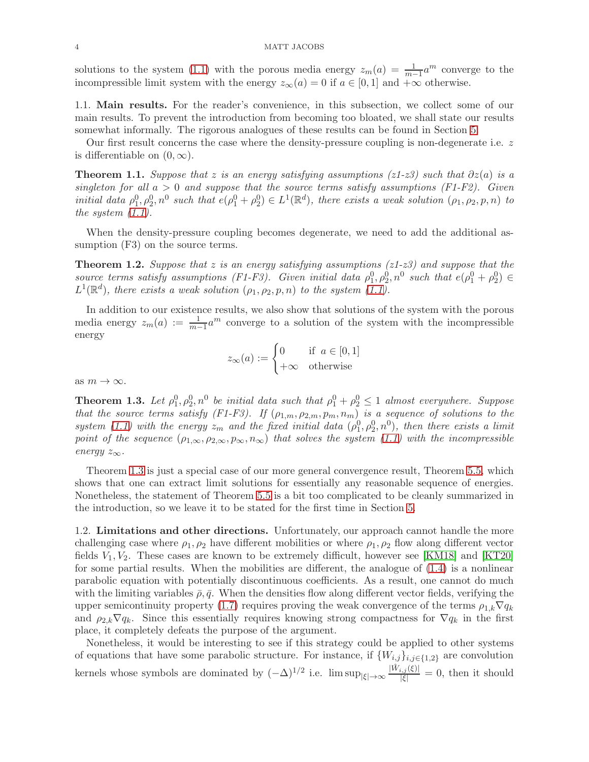solutions to the system (1.1) with the porous media energy $z_m(a) = \frac{1}{m-1}a^m$ converge to the incompressible limit system with the energy $z_\infty(a) = 0$ if $a \in [0, 1]$ and $+\infty$ otherwise.

### 1.1. Main results.

For the reader's convenience, in this subsection, we collect some of our main results. To prevent the introduction from becoming too bloated, we shall state our results somewhat informally. The rigorous analogues of these results can be found in Section 5.

Our first result concerns the case where the density-pressure coupling is non-degenerate i.e. $z$ is differentiable on $(0, \infty)$.

**Theorem 1.1.** *Suppose that $z$ is an energy satisfying assumptions (z1-z3) such that $\partial z(a)$ is a singleton for all $a > 0$ and suppose that the source terms satisfy assumptions (F1-F2). Given initial data $\rho_1^0, \rho_2^0, n^0$ such that $e(\rho_1^0 + \rho_2^0) \in L^1(\mathbb{R}^d)$, there exists a weak solution $(\rho_1, \rho_2, p, n)$ to the system (1.1).*

When the density-pressure coupling becomes degenerate, we need to add the additional assumption (F3) on the source terms.

**Theorem 1.2.** *Suppose that $z$ is an energy satisfying assumptions (z1-z3) and suppose that the source terms satisfy assumptions (F1-F3). Given initial data $\rho_1^0, \rho_2^0, n^0$ such that $e(\rho_1^0 + \rho_2^0) \in L^1(\mathbb{R}^d)$, there exists a weak solution $(\rho_1, \rho_2, p, n)$ to the system (1.1).*

In addition to our existence results, we also show that solutions of the system with the porous media energy $z_m(a) := \frac{1}{m-1}a^m$ converge to a solution of the system with the incompressible energy

$$z_\infty(a) := \begin{cases} 0 & \text{if } \ a \in [0, 1] \\ +\infty & \text{otherwise} \end{cases}$$

as $m \to \infty$.

**Theorem 1.3.** *Let $\rho_1^0, \rho_2^0, n^0$ be initial data such that $\rho_1^0 + \rho_2^0 \leq 1$ almost everywhere. Suppose that the source terms satisfy (F1-F3). If $(\rho_{1,m}, \rho_{2,m}, p_m, n_m)$ is a sequence of solutions to the system (1.1) with the energy $z_m$ and the fixed initial data $(\rho_1^0, \rho_2^0, n^0)$, then there exists a limit point of the sequence $(\rho_{1,\infty}, \rho_{2,\infty}, p_\infty, n_\infty)$ that solves the system (1.1) with the incompressible energy $z_\infty$.*

Theorem 1.3 is just a special case of our more general convergence result, Theorem 5.5, which shows that one can extract limit solutions for essentially any reasonable sequence of energies. Nonetheless, the statement of Theorem 5.5 is a bit too complicated to be cleanly summarized in the introduction, so we leave it to be stated for the first time in Section 5.

### 1.2. Limitations and other directions.

Unfortunately, our approach cannot handle the more challenging case where $\rho_1, \rho_2$ have different mobilities or where $\rho_1, \rho_2$ flow along different vector fields $V_1, V_2$. These cases are known to be extremely difficult, however see [KM18] and [KT20] for some partial results. When the mobilities are different, the analogue of (1.4) is a nonlinear parabolic equation with potentially discontinuous coefficients. As a result, one cannot do much with the limiting variables $\bar{\rho}, \bar{q}$. When the densities flow along different vector fields, verifying the upper semicontinuity property (1.7) requires proving the weak convergence of the terms $\rho_{1,k}\nabla q_k$ and $\rho_{2,k}\nabla q_k$. Since this essentially requires knowing strong compactness for $\nabla q_k$ in the first place, it completely defeats the purpose of the argument.

Nonetheless, it would be interesting to see if this strategy could be applied to other systems of equations that have some parabolic structure. For instance, if $\{W_{i,j}\}_{i,j\in\{1,2\}}$ are convolution kernels whose symbols are dominated by $(-\Delta)^{1/2}$ i.e. $\limsup_{|\xi|\to\infty} \frac{|\hat{W}_{i,j}(\xi)|}{|\xi|} = 0$, then it should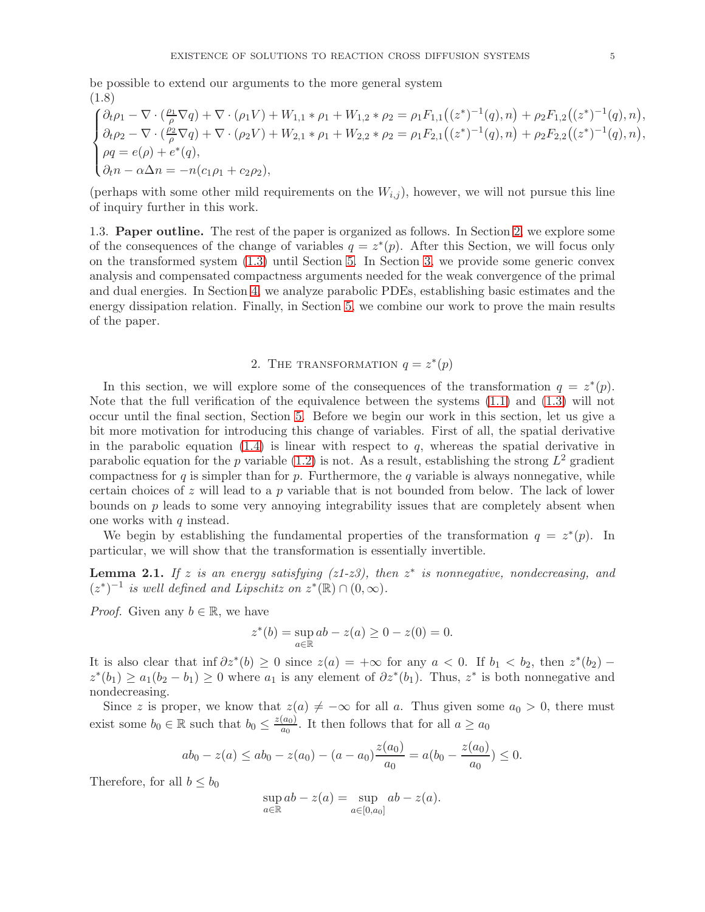be possible to extend our arguments to the more general system

(1.8)

$$
\begin{cases}
\partial_t \rho_1 - \nabla \cdot (\frac{\rho_1}{\rho} \nabla q) + \nabla \cdot (\rho_1 V) + W_{1,1} * \rho_1 + W_{1,2} * \rho_2 = \rho_1 F_{1,1}\big((z^*)^{-1}(q), n\big) + \rho_2 F_{1,2}\big((z^*)^{-1}(q), n\big), \\
\partial_t \rho_2 - \nabla \cdot (\frac{\rho_2}{\rho} \nabla q) + \nabla \cdot (\rho_2 V) + W_{2,1} * \rho_1 + W_{2,2} * \rho_2 = \rho_1 F_{2,1}\big((z^*)^{-1}(q), n\big) + \rho_2 F_{2,2}\big((z^*)^{-1}(q), n\big), \\
\rho q = e(\rho) + e^*(q), \\
\partial_t n - \alpha \Delta n = -n(c_1 \rho_1 + c_2 \rho_2),
\end{cases}
$$

(perhaps with some other mild requirements on the $W_{i,j}$), however, we will not pursue this line of inquiry further in this work.

1.3. **Paper outline.** The rest of the paper is organized as follows. In Section 2, we explore some of the consequences of the change of variables $q = z^*(p)$. After this Section, we will focus only on the transformed system (1.3) until Section 5. In Section 3, we provide some generic convex analysis and compensated compactness arguments needed for the weak convergence of the primal and dual energies. In Section 4, we analyze parabolic PDEs, establishing basic estimates and the energy dissipation relation. Finally, in Section 5, we combine our work to prove the main results of the paper.

## 2. The transformation $q = z^*(p)$

In this section, we will explore some of the consequences of the transformation $q = z^*(p)$. Note that the full verification of the equivalence between the systems (1.1) and (1.3) will not occur until the final section, Section 5. Before we begin our work in this section, let us give a bit more motivation for introducing this change of variables. First of all, the spatial derivative in the parabolic equation (1.4) is linear with respect to $q$, whereas the spatial derivative in parabolic equation for the $p$ variable (1.2) is not. As a result, establishing the strong $L^2$ gradient compactness for $q$ is simpler than for $p$. Furthermore, the $q$ variable is always nonnegative, while certain choices of $z$ will lead to a $p$ variable that is not bounded from below. The lack of lower bounds on $p$ leads to some very annoying integrability issues that are completely absent when one works with $q$ instead.

We begin by establishing the fundamental properties of the transformation $q = z^*(p)$. In particular, we will show that the transformation is essentially invertible.

**Lemma 2.1.** *If $z$ is an energy satisfying (z1-z3), then $z^*$ is nonnegative, nondecreasing, and $(z^*)^{-1}$ is well defined and Lipschitz on $z^*(\mathbb{R}) \cap (0, \infty)$.*

*Proof.* Given any $b \in \mathbb{R}$, we have

$$
z^*(b) = \sup_{a \in \mathbb{R}} ab - z(a) \geq 0 - z(0) = 0.
$$

It is also clear that $\inf \partial z^*(b) \geq 0$ since $z(a) = +\infty$ for any $a < 0$. If $b_1 < b_2$, then $z^*(b_2) - z^*(b_1) \geq a_1(b_2 - b_1) \geq 0$ where $a_1$ is any element of $\partial z^*(b_1)$. Thus, $z^*$ is both nonnegative and nondecreasing.

Since $z$ is proper, we know that $z(a) \neq -\infty$ for all $a$. Thus given some $a_0 > 0$, there must exist some $b_0 \in \mathbb{R}$ such that $b_0 \leq \frac{z(a_0)}{a_0}$. It then follows that for all $a \geq a_0$

$$
ab_0 - z(a) \leq ab_0 - z(a_0) - (a - a_0)\frac{z(a_0)}{a_0} = a(b_0 - \frac{z(a_0)}{a_0}) \leq 0.
$$

Therefore, for all $b \leq b_0$

$$
\sup_{a \in \mathbb{R}} ab - z(a) = \sup_{a \in [0, a_0]} ab - z(a).
$$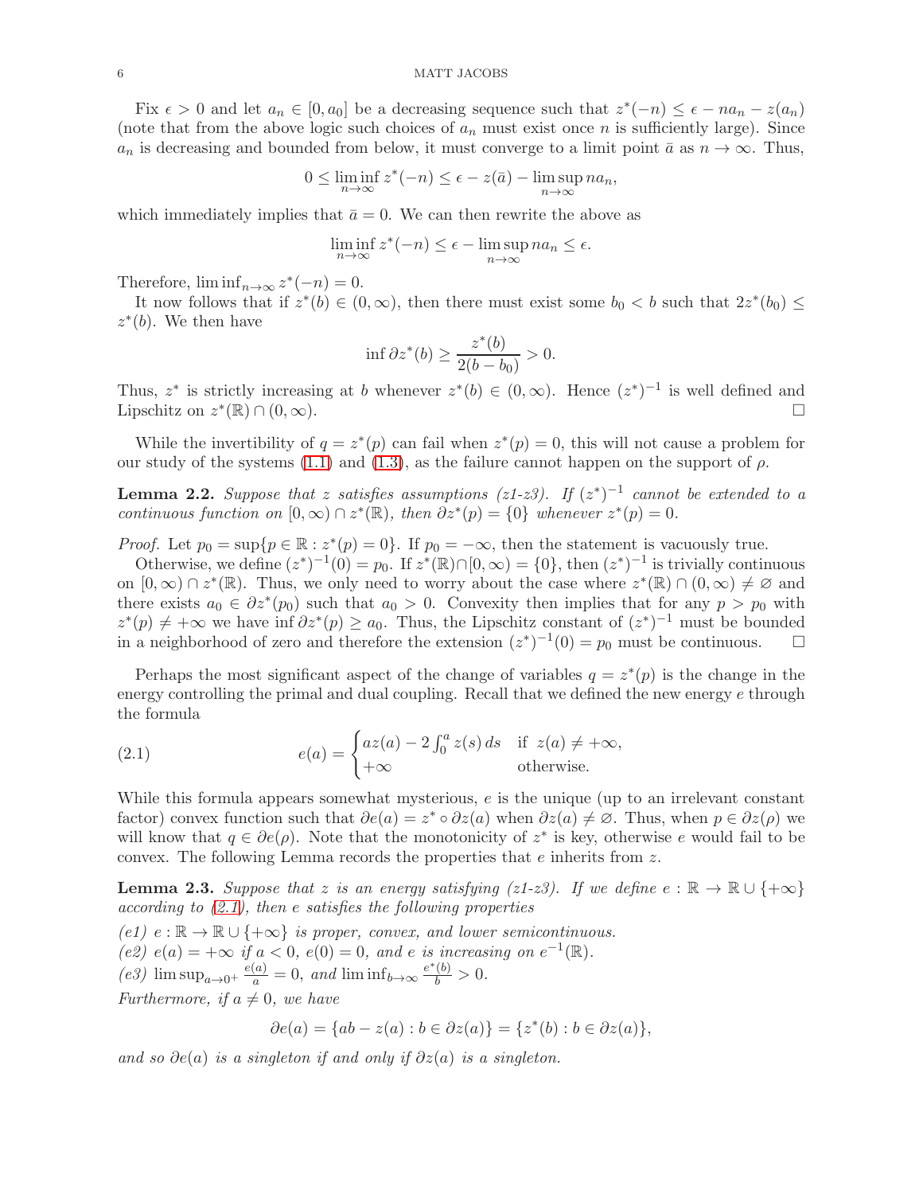Fix $\epsilon > 0$ and let $a_n \in [0, a_0]$ be a decreasing sequence such that $z^*(-n) \leq \epsilon - na_n - z(a_n)$ (note that from the above logic such choices of $a_n$ must exist once $n$ is sufficiently large). Since $a_n$ is decreasing and bounded from below, it must converge to a limit point $\bar{a}$ as $n \to \infty$. Thus,

$$0 \leq \liminf_{n\to\infty} z^*(-n) \leq \epsilon - z(\bar{a}) - \limsup_{n\to\infty} na_n,$$

which immediately implies that $\bar{a} = 0$. We can then rewrite the above as

$$\liminf_{n\to\infty} z^*(-n) \leq \epsilon - \limsup_{n\to\infty} na_n \leq \epsilon.$$

Therefore, $\liminf_{n\to\infty} z^*(-n) = 0$.

It now follows that if $z^*(b) \in (0, \infty)$, then there must exist some $b_0 < b$ such that $2z^*(b_0) \leq z^*(b)$. We then have

$$\inf \partial z^*(b) \geq \frac{z^*(b)}{2(b - b_0)} > 0.$$

Thus, $z^*$ is strictly increasing at $b$ whenever $z^*(b) \in (0, \infty)$. Hence $(z^*)^{-1}$ is well defined and Lipschitz on $z^*(\mathbb{R}) \cap (0, \infty)$. □

While the invertibility of $q = z^*(p)$ can fail when $z^*(p) = 0$, this will not cause a problem for our study of the systems (1.1) and (1.3), as the failure cannot happen on the support of $\rho$.

**Lemma 2.2.** *Suppose that $z$ satisfies assumptions (z1-z3). If $(z^*)^{-1}$ cannot be extended to a continuous function on $[0, \infty) \cap z^*(\mathbb{R})$, then $\partial z^*(p) = \{0\}$ whenever $z^*(p) = 0$.*

*Proof.* Let $p_0 = \sup\{p \in \mathbb{R} : z^*(p) = 0\}$. If $p_0 = -\infty$, then the statement is vacuously true.

Otherwise, we define $(z^*)^{-1}(0) = p_0$. If $z^*(\mathbb{R}) \cap [0, \infty) = \{0\}$, then $(z^*)^{-1}$ is trivially continuous on $[0, \infty) \cap z^*(\mathbb{R})$. Thus, we only need to worry about the case where $z^*(\mathbb{R}) \cap (0, \infty) \neq \varnothing$ and there exists $a_0 \in \partial z^*(p_0)$ such that $a_0 > 0$. Convexity then implies that for any $p > p_0$ with $z^*(p) \neq +\infty$ we have $\inf \partial z^*(p) \geq a_0$. Thus, the Lipschitz constant of $(z^*)^{-1}$ must be bounded in a neighborhood of zero and therefore the extension $(z^*)^{-1}(0) = p_0$ must be continuous. □

Perhaps the most significant aspect of the change of variables $q = z^*(p)$ is the change in the energy controlling the primal and dual coupling. Recall that we defined the new energy $e$ through the formula

$$e(a) = \begin{cases} az(a) - 2\int_0^a z(s)\, ds & \text{if } z(a) \neq +\infty, \\ +\infty & \text{otherwise.} \end{cases} \tag{2.1}$$

While this formula appears somewhat mysterious, $e$ is the unique (up to an irrelevant constant factor) convex function such that $\partial e(a) = z^* \circ \partial z(a)$ when $\partial z(a) \neq \varnothing$. Thus, when $p \in \partial z(\rho)$ we will know that $q \in \partial e(\rho)$. Note that the monotonicity of $z^*$ is key, otherwise $e$ would fail to be convex. The following Lemma records the properties that $e$ inherits from $z$.

**Lemma 2.3.** *Suppose that $z$ is an energy satisfying (z1-z3). If we define $e : \mathbb{R} \to \mathbb{R} \cup \{+\infty\}$ according to (2.1), then $e$ satisfies the following properties*

*(e1) $e : \mathbb{R} \to \mathbb{R} \cup \{+\infty\}$ is proper, convex, and lower semicontinuous.*
*(e2) $e(a) = +\infty$ if $a < 0$, $e(0) = 0$, and $e$ is increasing on $e^{-1}(\mathbb{R})$.*
*(e3) $\limsup_{a\to 0^+} \frac{e(a)}{a} = 0$, and $\liminf_{b\to\infty} \frac{e^*(b)}{b} > 0$.*

*Furthermore, if $a \neq 0$, we have*

$$\partial e(a) = \{ab - z(a) : b \in \partial z(a)\} = \{z^*(b) : b \in \partial z(a)\},$$

*and so $\partial e(a)$ is a singleton if and only if $\partial z(a)$ is a singleton.*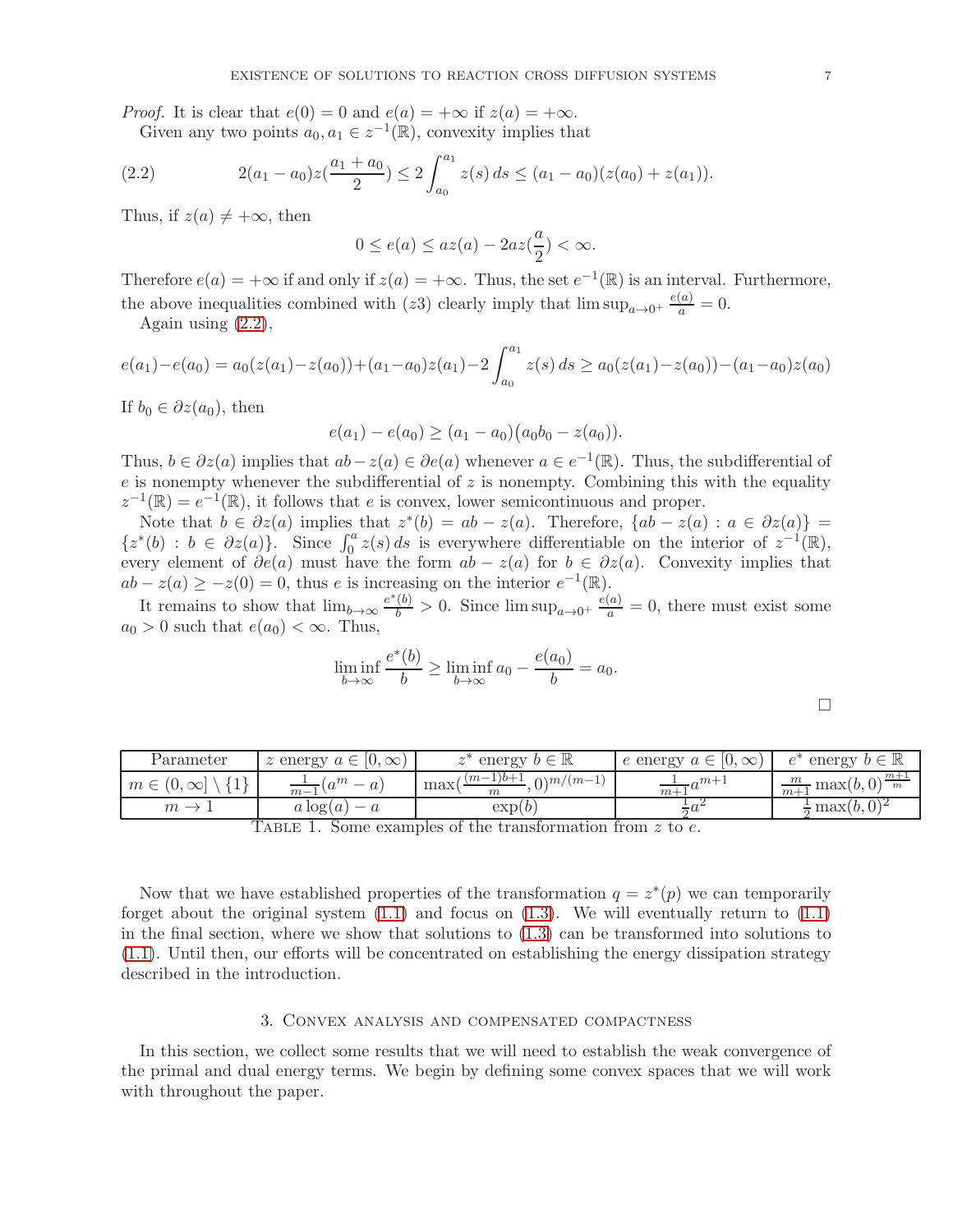*Proof.* It is clear that $e(0) = 0$ and $e(a) = +\infty$ if $z(a) = +\infty$.

Given any two points $a_0, a_1 \in z^{-1}(\mathbb{R})$, convexity implies that

$$2(a_1 - a_0)z(\frac{a_1 + a_0}{2}) \leq 2\int_{a_0}^{a_1} z(s)\, ds \leq (a_1 - a_0)(z(a_0) + z(a_1)). \tag{2.2}$$

Thus, if $z(a) \neq +\infty$, then

$$0 \leq e(a) \leq az(a) - 2az(\frac{a}{2}) < \infty.$$

Therefore $e(a) = +\infty$ if and only if $z(a) = +\infty$. Thus, the set $e^{-1}(\mathbb{R})$ is an interval. Furthermore, the above inequalities combined with $(z3)$ clearly imply that $\limsup_{a\to 0^+} \frac{e(a)}{a} = 0$.

Again using (2.2),

$$e(a_1)-e(a_0) = a_0(z(a_1)-z(a_0))+(a_1-a_0)z(a_1)-2\int_{a_0}^{a_1} z(s)\, ds \geq a_0(z(a_1)-z(a_0))-(a_1-a_0)z(a_0)$$

If $b_0 \in \partial z(a_0)$, then

$$e(a_1) - e(a_0) \geq (a_1 - a_0)\big(a_0 b_0 - z(a_0)\big).$$

Thus, $b \in \partial z(a)$ implies that $ab - z(a) \in \partial e(a)$ whenever $a \in e^{-1}(\mathbb{R})$. Thus, the subdifferential of $e$ is nonempty whenever the subdifferential of $z$ is nonempty. Combining this with the equality $z^{-1}(\mathbb{R}) = e^{-1}(\mathbb{R})$, it follows that $e$ is convex, lower semicontinuous and proper.

Note that $b \in \partial z(a)$ implies that $z^*(b) = ab - z(a)$. Therefore, $\{ab - z(a) : a \in \partial z(a)\} = \{z^*(b) : b \in \partial z(a)\}$. Since $\int_0^a z(s)\, ds$ is everywhere differentiable on the interior of $z^{-1}(\mathbb{R})$, every element of $\partial e(a)$ must have the form $ab - z(a)$ for $b \in \partial z(a)$. Convexity implies that $ab - z(a) \geq -z(0) = 0$, thus $e$ is increasing on the interior $e^{-1}(\mathbb{R})$.

It remains to show that $\lim_{b\to\infty} \frac{e^*(b)}{b} > 0$. Since $\limsup_{a\to 0^+} \frac{e(a)}{a} = 0$, there must exist some $a_0 > 0$ such that $e(a_0) < \infty$. Thus,

$$\liminf_{b\to\infty} \frac{e^*(b)}{b} \geq \liminf_{b\to\infty} a_0 - \frac{e(a_0)}{b} = a_0.$$

□

| Parameter | $z$ energy $a \in [0,\infty)$ | $z^*$ energy $b \in \mathbb{R}$ | $e$ energy $a \in [0,\infty)$ | $e^*$ energy $b \in \mathbb{R}$ |
|---|---|---|---|---|
| $m \in (0,\infty] \setminus \{1\}$ | $\frac{1}{m-1}(a^m - a)$ | $\max(\frac{(m-1)b+1}{m}, 0)^{m/(m-1)}$ | $\frac{1}{m+1}a^{m+1}$ | $\frac{m}{m+1}\max(b,0)^{\frac{m+1}{m}}$ |
| $m \to 1$ | $a\log(a) - a$ | $\exp(b)$ | $\frac{1}{2}a^2$ | $\frac{1}{2}\max(b,0)^2$ |

TABLE 1. Some examples of the transformation from $z$ to $e$.

Now that we have established properties of the transformation $q = z^*(p)$ we can temporarily forget about the original system (1.1) and focus on (1.3). We will eventually return to (1.1) in the final section, where we show that solutions to (1.3) can be transformed into solutions to (1.1). Until then, our efforts will be concentrated on establishing the energy dissipation strategy described in the introduction.

## 3. Convex analysis and compensated compactness

In this section, we collect some results that we will need to establish the weak convergence of the primal and dual energy terms. We begin by defining some convex spaces that we will work with throughout the paper.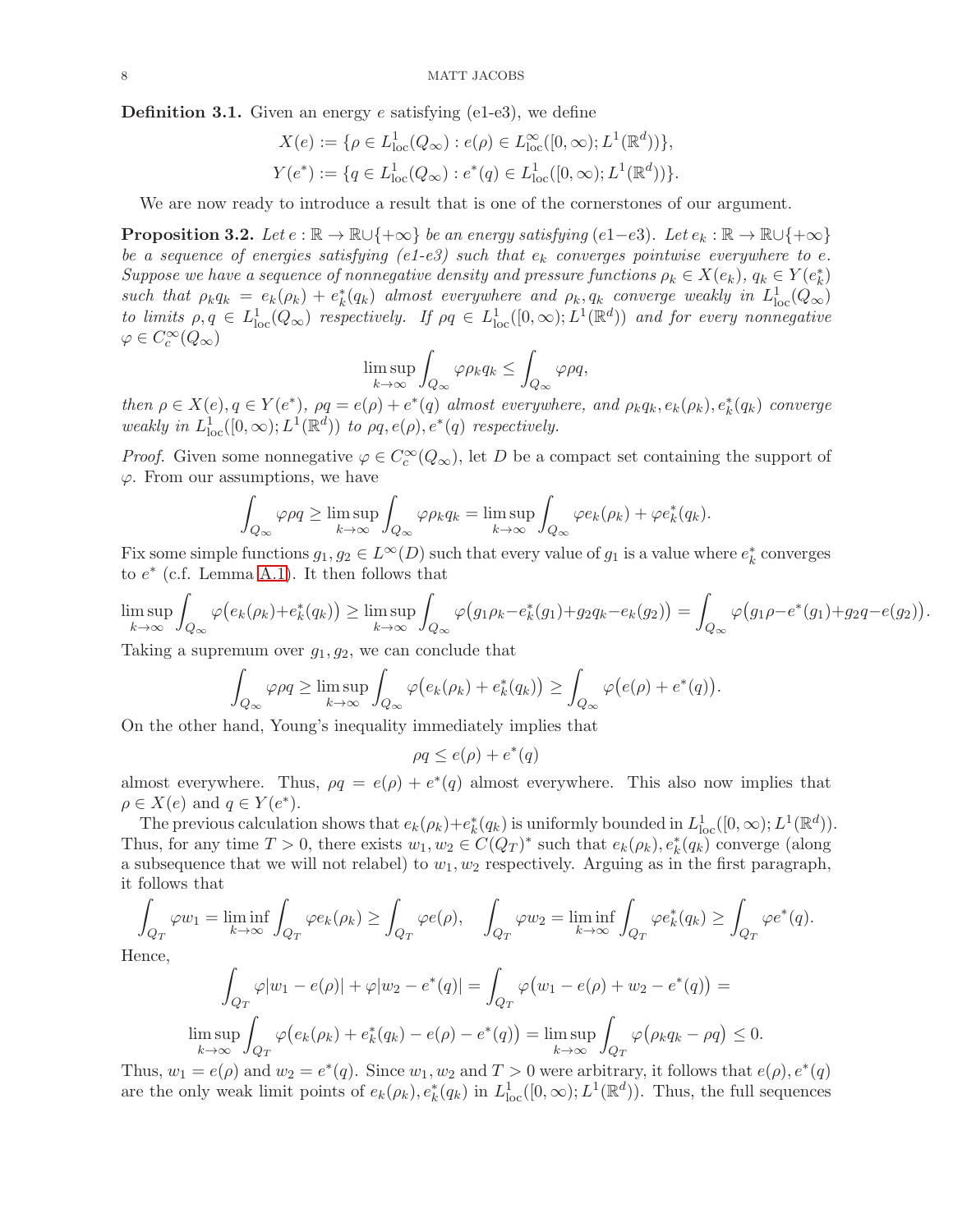**Definition 3.1.** Given an energy $e$ satisfying (e1-e3), we define

$$X(e) := \{\rho \in L^1_{\mathrm{loc}}(Q_\infty) : e(\rho) \in L^\infty_{\mathrm{loc}}([0,\infty); L^1(\mathbb{R}^d))\},$$
$$Y(e^*) := \{q \in L^1_{\mathrm{loc}}(Q_\infty) : e^*(q) \in L^1_{\mathrm{loc}}([0,\infty); L^1(\mathbb{R}^d))\}.$$

We are now ready to introduce a result that is one of the cornerstones of our argument.

**Proposition 3.2.** *Let $e : \mathbb{R} \to \mathbb{R} \cup \{+\infty\}$ be an energy satisfying (e1−e3). Let $e_k : \mathbb{R} \to \mathbb{R} \cup \{+\infty\}$ be a sequence of energies satisfying (e1-e3) such that $e_k$ converges pointwise everywhere to $e$. Suppose we have a sequence of nonnegative density and pressure functions $\rho_k \in X(e_k)$, $q_k \in Y(e_k^*)$ such that $\rho_k q_k = e_k(\rho_k) + e_k^*(q_k)$ almost everywhere and $\rho_k, q_k$ converge weakly in $L^1_{\mathrm{loc}}(Q_\infty)$ to limits $\rho, q \in L^1_{\mathrm{loc}}(Q_\infty)$ respectively. If $\rho q \in L^1_{\mathrm{loc}}([0,\infty); L^1(\mathbb{R}^d))$ and for every nonnegative $\varphi \in C_c^\infty(Q_\infty)$*

$$\limsup_{k\to\infty} \int_{Q_\infty} \varphi \rho_k q_k \leq \int_{Q_\infty} \varphi \rho q,$$

*then $\rho \in X(e)$, $q \in Y(e^*)$, $\rho q = e(\rho) + e^*(q)$ almost everywhere, and $\rho_k q_k, e_k(\rho_k), e_k^*(q_k)$ converge weakly in $L^1_{\mathrm{loc}}([0,\infty); L^1(\mathbb{R}^d))$ to $\rho q, e(\rho), e^*(q)$ respectively.*

*Proof.* Given some nonnegative $\varphi \in C_c^\infty(Q_\infty)$, let $D$ be a compact set containing the support of $\varphi$. From our assumptions, we have

$$\int_{Q_\infty} \varphi \rho q \geq \limsup_{k\to\infty} \int_{Q_\infty} \varphi \rho_k q_k = \limsup_{k\to\infty} \int_{Q_\infty} \varphi e_k(\rho_k) + \varphi e_k^*(q_k).$$

Fix some simple functions $g_1, g_2 \in L^\infty(D)$ such that every value of $g_1$ is a value where $e_k^*$ converges to $e^*$ (c.f. Lemma A.1). It then follows that

$$\limsup_{k\to\infty} \int_{Q_\infty} \varphi\big(e_k(\rho_k) + e_k^*(q_k)\big) \geq \limsup_{k\to\infty} \int_{Q_\infty} \varphi\big(g_1\rho_k - e_k^*(g_1) + g_2 q_k - e_k(g_2)\big) = \int_{Q_\infty} \varphi\big(g_1\rho - e^*(g_1) + g_2 q - e(g_2)\big).$$

Taking a supremum over $g_1, g_2$, we can conclude that

$$\int_{Q_\infty} \varphi \rho q \geq \limsup_{k\to\infty} \int_{Q_\infty} \varphi\big(e_k(\rho_k) + e_k^*(q_k)\big) \geq \int_{Q_\infty} \varphi\big(e(\rho) + e^*(q)\big).$$

On the other hand, Young's inequality immediately implies that

$$\rho q \leq e(\rho) + e^*(q)$$

almost everywhere. Thus, $\rho q = e(\rho) + e^*(q)$ almost everywhere. This also now implies that $\rho \in X(e)$ and $q \in Y(e^*)$.

The previous calculation shows that $e_k(\rho_k) + e_k^*(q_k)$ is uniformly bounded in $L^1_{\mathrm{loc}}([0,\infty); L^1(\mathbb{R}^d))$. Thus, for any time $T > 0$, there exists $w_1, w_2 \in C(Q_T)^*$ such that $e_k(\rho_k), e_k^*(q_k)$ converge (along a subsequence that we will not relabel) to $w_1, w_2$ respectively. Arguing as in the first paragraph, it follows that

$$\int_{Q_T} \varphi w_1 = \liminf_{k\to\infty} \int_{Q_T} \varphi e_k(\rho_k) \geq \int_{Q_T} \varphi e(\rho), \quad \int_{Q_T} \varphi w_2 = \liminf_{k\to\infty} \int_{Q_T} \varphi e_k^*(q_k) \geq \int_{Q_T} \varphi e^*(q).$$

Hence,

$$\int_{Q_T} \varphi|w_1 - e(\rho)| + \varphi|w_2 - e^*(q)| = \int_{Q_T} \varphi\big(w_1 - e(\rho) + w_2 - e^*(q)\big) =$$
$$\limsup_{k\to\infty} \int_{Q_T} \varphi\big(e_k(\rho_k) + e_k^*(q_k) - e(\rho) - e^*(q)\big) = \limsup_{k\to\infty} \int_{Q_T} \varphi\big(\rho_k q_k - \rho q\big) \leq 0.$$

Thus, $w_1 = e(\rho)$ and $w_2 = e^*(q)$. Since $w_1, w_2$ and $T > 0$ were arbitrary, it follows that $e(\rho), e^*(q)$ are the only weak limit points of $e_k(\rho_k), e_k^*(q_k)$ in $L^1_{\mathrm{loc}}([0,\infty); L^1(\mathbb{R}^d))$. Thus, the full sequences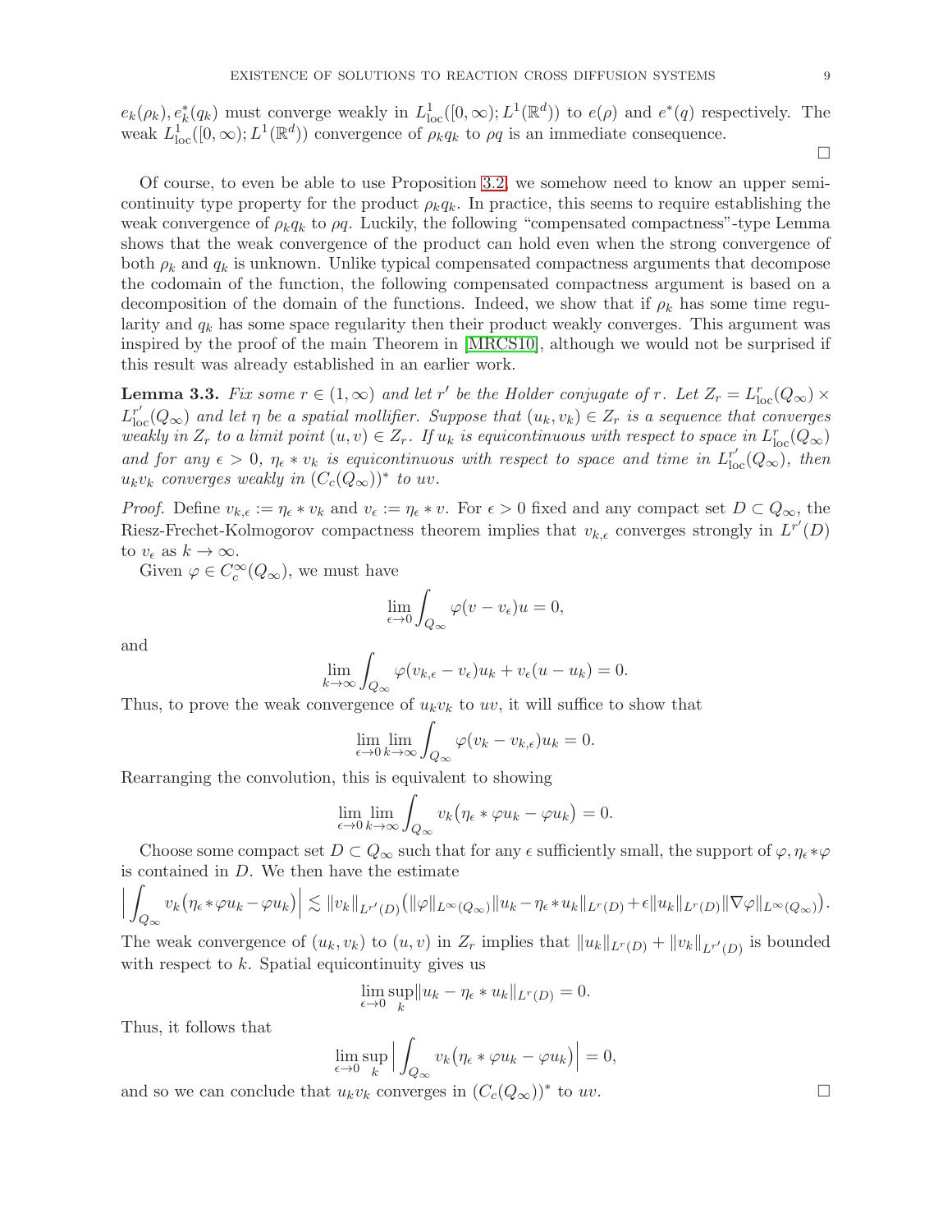$e_k(\rho_k), e_k^*(q_k)$ must converge weakly in $L^1_{\text{loc}}([0,\infty); L^1(\mathbb{R}^d))$ to $e(\rho)$ and $e^*(q)$ respectively. The weak $L^1_{\text{loc}}([0,\infty); L^1(\mathbb{R}^d))$ convergence of $\rho_k q_k$ to $\rho q$ is an immediate consequence.

□

Of course, to even be able to use Proposition 3.2, we somehow need to know an upper semi-continuity type property for the product $\rho_k q_k$. In practice, this seems to require establishing the weak convergence of $\rho_k q_k$ to $\rho q$. Luckily, the following "compensated compactness"-type Lemma shows that the weak convergence of the product can hold even when the strong convergence of both $\rho_k$ and $q_k$ is unknown. Unlike typical compensated compactness arguments that decompose the codomain of the function, the following compensated compactness argument is based on a decomposition of the domain of the functions. Indeed, we show that if $\rho_k$ has some time regularity and $q_k$ has some space regularity then their product weakly converges. This argument was inspired by the proof of the main Theorem in [MRCS10], although we would not be surprised if this result was already established in an earlier work.

**Lemma 3.3.** *Fix some $r \in (1,\infty)$ and let $r'$ be the Holder conjugate of $r$. Let $Z_r = L^r_{\text{loc}}(Q_\infty) \times L^{r'}_{\text{loc}}(Q_\infty)$ and let $\eta$ be a spatial mollifier. Suppose that $(u_k, v_k) \in Z_r$ is a sequence that converges weakly in $Z_r$ to a limit point $(u,v) \in Z_r$. If $u_k$ is equicontinuous with respect to space in $L^r_{\text{loc}}(Q_\infty)$ and for any $\epsilon > 0$, $\eta_\epsilon * v_k$ is equicontinuous with respect to space and time in $L^{r'}_{\text{loc}}(Q_\infty)$, then $u_k v_k$ converges weakly in $(C_c(Q_\infty))^*$ to $uv$.*

*Proof.* Define $v_{k,\epsilon} := \eta_\epsilon * v_k$ and $v_\epsilon := \eta_\epsilon * v$. For $\epsilon > 0$ fixed and any compact set $D \subset Q_\infty$, the Riesz-Frechet-Kolmogorov compactness theorem implies that $v_{k,\epsilon}$ converges strongly in $L^{r'}(D)$ to $v_\epsilon$ as $k \to \infty$.

Given $\varphi \in C_c^\infty(Q_\infty)$, we must have

$$\lim_{\epsilon\to 0} \int_{Q_\infty} \varphi(v - v_\epsilon)u = 0,$$

and

$$\lim_{k\to\infty} \int_{Q_\infty} \varphi(v_{k,\epsilon} - v_\epsilon)u_k + v_\epsilon(u - u_k) = 0.$$

Thus, to prove the weak convergence of $u_k v_k$ to $uv$, it will suffice to show that

$$\lim_{\epsilon\to 0}\lim_{k\to\infty} \int_{Q_\infty} \varphi(v_k - v_{k,\epsilon})u_k = 0.$$

Rearranging the convolution, this is equivalent to showing

$$\lim_{\epsilon\to 0}\lim_{k\to\infty} \int_{Q_\infty} v_k\big(\eta_\epsilon * \varphi u_k - \varphi u_k\big) = 0.$$

Choose some compact set $D \subset Q_\infty$ such that for any $\epsilon$ sufficiently small, the support of $\varphi, \eta_\epsilon * \varphi$ is contained in $D$. We then have the estimate

$$\Big|\int_{Q_\infty} v_k\big(\eta_\epsilon * \varphi u_k - \varphi u_k\big)\Big| \lesssim \|v_k\|_{L^{r'}(D)}\big(\|\varphi\|_{L^\infty(Q_\infty)}\|u_k - \eta_\epsilon * u_k\|_{L^r(D)} + \epsilon\|u_k\|_{L^r(D)}\|\nabla\varphi\|_{L^\infty(Q_\infty)}\big).$$

The weak convergence of $(u_k, v_k)$ to $(u,v)$ in $Z_r$ implies that $\|u_k\|_{L^r(D)} + \|v_k\|_{L^{r'}(D)}$ is bounded with respect to $k$. Spatial equicontinuity gives us

$$\lim_{\epsilon\to 0}\sup_k \|u_k - \eta_\epsilon * u_k\|_{L^r(D)} = 0.$$

Thus, it follows that

$$\lim_{\epsilon\to 0}\sup_k \Big|\int_{Q_\infty} v_k\big(\eta_\epsilon * \varphi u_k - \varphi u_k\big)\Big| = 0,$$

and so we can conclude that $u_k v_k$ converges in $(C_c(Q_\infty))^*$ to $uv$. □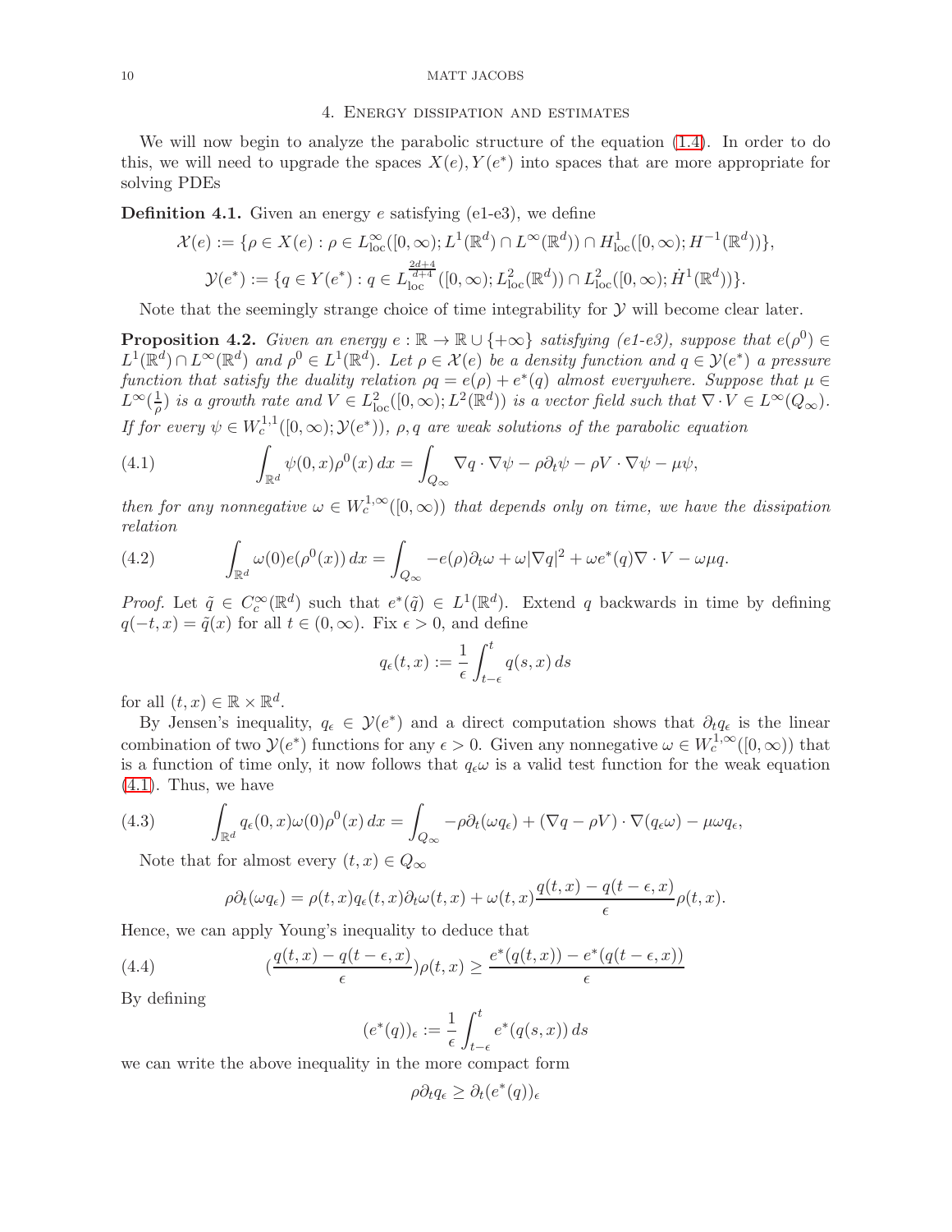## 4. Energy dissipation and estimates

We will now begin to analyze the parabolic structure of the equation (1.4). In order to do this, we will need to upgrade the spaces $X(e), Y(e^*)$ into spaces that are more appropriate for solving PDEs

**Definition 4.1.** Given an energy $e$ satisfying (e1-e3), we define

$$\mathcal{X}(e) := \{\rho \in X(e) : \rho \in L^\infty_{\text{loc}}([0,\infty); L^1(\mathbb{R}^d) \cap L^\infty(\mathbb{R}^d)) \cap H^1_{\text{loc}}([0,\infty); H^{-1}(\mathbb{R}^d))\},$$

$$\mathcal{Y}(e^*) := \{q \in Y(e^*) : q \in L^{\frac{2d+4}{d+4}}_{\text{loc}}([0,\infty); L^2_{\text{loc}}(\mathbb{R}^d)) \cap L^2_{\text{loc}}([0,\infty); \dot{H}^1(\mathbb{R}^d))\}.$$

Note that the seemingly strange choice of time integrability for $\mathcal{Y}$ will become clear later.

**Proposition 4.2.** *Given an energy $e : \mathbb{R} \to \mathbb{R} \cup \{+\infty\}$ satisfying (e1-e3), suppose that $e(\rho^0) \in L^1(\mathbb{R}^d) \cap L^\infty(\mathbb{R}^d)$ and $\rho^0 \in L^1(\mathbb{R}^d)$. Let $\rho \in \mathcal{X}(e)$ be a density function and $q \in \mathcal{Y}(e^*)$ a pressure function that satisfy the duality relation $\rho q = e(\rho) + e^*(q)$ almost everywhere. Suppose that $\mu \in L^\infty(\frac{1}{\rho})$ is a growth rate and $V \in L^2_{\text{loc}}([0,\infty); L^2(\mathbb{R}^d))$ is a vector field such that $\nabla \cdot V \in L^\infty(Q_\infty)$. If for every $\psi \in W^{1,1}_c([0,\infty); \mathcal{Y}(e^*))$, $\rho, q$ are weak solutions of the parabolic equation*

$$\int_{\mathbb{R}^d} \psi(0,x)\rho^0(x)\, dx = \int_{Q_\infty} \nabla q \cdot \nabla \psi - \rho \partial_t \psi - \rho V \cdot \nabla \psi - \mu \psi, \tag{4.1}$$

*then for any nonnegative $\omega \in W^{1,\infty}_c([0,\infty))$ that depends only on time, we have the dissipation relation*

$$\int_{\mathbb{R}^d} \omega(0) e(\rho^0(x))\, dx = \int_{Q_\infty} -e(\rho)\partial_t \omega + \omega |\nabla q|^2 + \omega e^*(q) \nabla \cdot V - \omega \mu q. \tag{4.2}$$

*Proof.* Let $\tilde{q} \in C^\infty_c(\mathbb{R}^d)$ such that $e^*(\tilde{q}) \in L^1(\mathbb{R}^d)$. Extend $q$ backwards in time by defining $q(-t,x) = \tilde{q}(x)$ for all $t \in (0,\infty)$. Fix $\epsilon > 0$, and define

$$q_\epsilon(t,x) := \frac{1}{\epsilon}\int_{t-\epsilon}^t q(s,x)\, ds$$

for all $(t,x) \in \mathbb{R} \times \mathbb{R}^d$.

By Jensen's inequality, $q_\epsilon \in \mathcal{Y}(e^*)$ and a direct computation shows that $\partial_t q_\epsilon$ is the linear combination of two $\mathcal{Y}(e^*)$ functions for any $\epsilon > 0$. Given any nonnegative $\omega \in W^{1,\infty}_c([0,\infty))$ that is a function of time only, it now follows that $q_\epsilon \omega$ is a valid test function for the weak equation (4.1). Thus, we have

$$\int_{\mathbb{R}^d} q_\epsilon(0,x)\omega(0)\rho^0(x)\, dx = \int_{Q_\infty} -\rho \partial_t(\omega q_\epsilon) + (\nabla q - \rho V) \cdot \nabla(q_\epsilon \omega) - \mu \omega q_\epsilon, \tag{4.3}$$

Note that for almost every $(t,x) \in Q_\infty$

$$\rho \partial_t(\omega q_\epsilon) = \rho(t,x) q_\epsilon(t,x) \partial_t \omega(t,x) + \omega(t,x) \frac{q(t,x) - q(t-\epsilon,x)}{\epsilon} \rho(t,x).$$

Hence, we can apply Young's inequality to deduce that

$$\left(\frac{q(t,x) - q(t-\epsilon,x)}{\epsilon}\right)\rho(t,x) \geq \frac{e^*(q(t,x)) - e^*(q(t-\epsilon,x))}{\epsilon} \tag{4.4}$$

By defining

$$(e^*(q))_\epsilon := \frac{1}{\epsilon}\int_{t-\epsilon}^t e^*(q(s,x))\, ds$$

we can write the above inequality in the more compact form

$$\rho \partial_t q_\epsilon \geq \partial_t (e^*(q))_\epsilon$$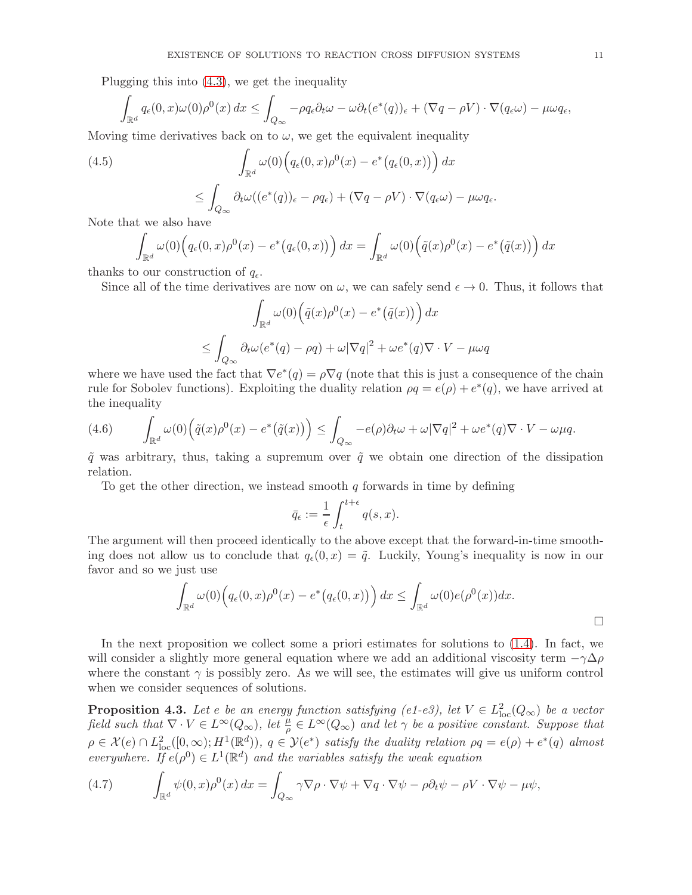Plugging this into (4.3), we get the inequality

$$\int_{\mathbb{R}^d} q_\epsilon(0,x)\omega(0)\rho^0(x)\,dx \le \int_{Q_\infty} -\rho q_\epsilon \partial_t \omega - \omega\partial_t (e^*(q))_\epsilon + (\nabla q - \rho V)\cdot\nabla(q_\epsilon \omega) - \mu\omega q_\epsilon,$$

Moving time derivatives back on to $\omega$, we get the equivalent inequality

$$\int_{\mathbb{R}^d} \omega(0)\Big(q_\epsilon(0,x)\rho^0(x) - e^*\big(q_\epsilon(0,x)\big)\Big)\,dx \tag{4.5}$$

$$\le \int_{Q_\infty} \partial_t\omega((e^*(q))_\epsilon - \rho q_\epsilon) + (\nabla q - \rho V)\cdot\nabla(q_\epsilon\omega) - \mu\omega q_\epsilon.$$

Note that we also have

$$\int_{\mathbb{R}^d} \omega(0)\Big(q_\epsilon(0,x)\rho^0(x) - e^*\big(q_\epsilon(0,x)\big)\Big)\,dx = \int_{\mathbb{R}^d} \omega(0)\Big(\tilde{q}(x)\rho^0(x) - e^*\big(\tilde{q}(x)\big)\Big)\,dx$$

thanks to our construction of $q_\epsilon$.

Since all of the time derivatives are now on $\omega$, we can safely send $\epsilon \to 0$. Thus, it follows that

$$\int_{\mathbb{R}^d} \omega(0)\Big(\tilde{q}(x)\rho^0(x) - e^*\big(\tilde{q}(x)\big)\Big)\,dx$$

$$\le \int_{Q_\infty} \partial_t\omega(e^*(q) - \rho q) + \omega|\nabla q|^2 + \omega e^*(q)\nabla\cdot V - \mu\omega q$$

where we have used the fact that $\nabla e^*(q) = \rho\nabla q$ (note that this is just a consequence of the chain rule for Sobolev functions). Exploiting the duality relation $\rho q = e(\rho) + e^*(q)$, we have arrived at the inequality

$$\int_{\mathbb{R}^d} \omega(0)\Big(\tilde{q}(x)\rho^0(x) - e^*\big(\tilde{q}(x)\big)\Big) \le \int_{Q_\infty} -e(\rho)\partial_t\omega + \omega|\nabla q|^2 + \omega e^*(q)\nabla\cdot V - \omega\mu q. \tag{4.6}$$

$\tilde{q}$ was arbitrary, thus, taking a supremum over $\tilde{q}$ we obtain one direction of the dissipation relation.

To get the other direction, we instead smooth $q$ forwards in time by defining

$$\bar{q}_\epsilon := \frac{1}{\epsilon}\int_t^{t+\epsilon} q(s,x).$$

The argument will then proceed identically to the above except that the forward-in-time smoothing does not allow us to conclude that $q_\epsilon(0,x) = \tilde{q}$. Luckily, Young's inequality is now in our favor and so we just use

$$\int_{\mathbb{R}^d} \omega(0)\Big(q_\epsilon(0,x)\rho^0(x) - e^*\big(q_\epsilon(0,x)\big)\Big)\,dx \le \int_{\mathbb{R}^d} \omega(0)e(\rho^0(x))dx.$$

□

In the next proposition we collect some a priori estimates for solutions to (1.4). In fact, we will consider a slightly more general equation where we add an additional viscosity term $-\gamma\Delta\rho$ where the constant $\gamma$ is possibly zero. As we will see, the estimates will give us uniform control when we consider sequences of solutions.

**Proposition 4.3.** *Let $e$ be an energy function satisfying (e1-e3), let $V \in L^2_{\mathrm{loc}}(Q_\infty)$ be a vector field such that $\nabla\cdot V \in L^\infty(Q_\infty)$, let $\frac{\mu}{\rho} \in L^\infty(Q_\infty)$ and let $\gamma$ be a positive constant. Suppose that $\rho \in \mathcal{X}(e) \cap L^2_{\mathrm{loc}}([0,\infty); H^1(\mathbb{R}^d))$, $q \in \mathcal{Y}(e^*)$ satisfy the duality relation $\rho q = e(\rho) + e^*(q)$ almost everywhere. If $e(\rho^0) \in L^1(\mathbb{R}^d)$ and the variables satisfy the weak equation*

$$\int_{\mathbb{R}^d} \psi(0,x)\rho^0(x)\,dx = \int_{Q_\infty} \gamma\nabla\rho\cdot\nabla\psi + \nabla q\cdot\nabla\psi - \rho\partial_t\psi - \rho V\cdot\nabla\psi - \mu\psi, \tag{4.7}$$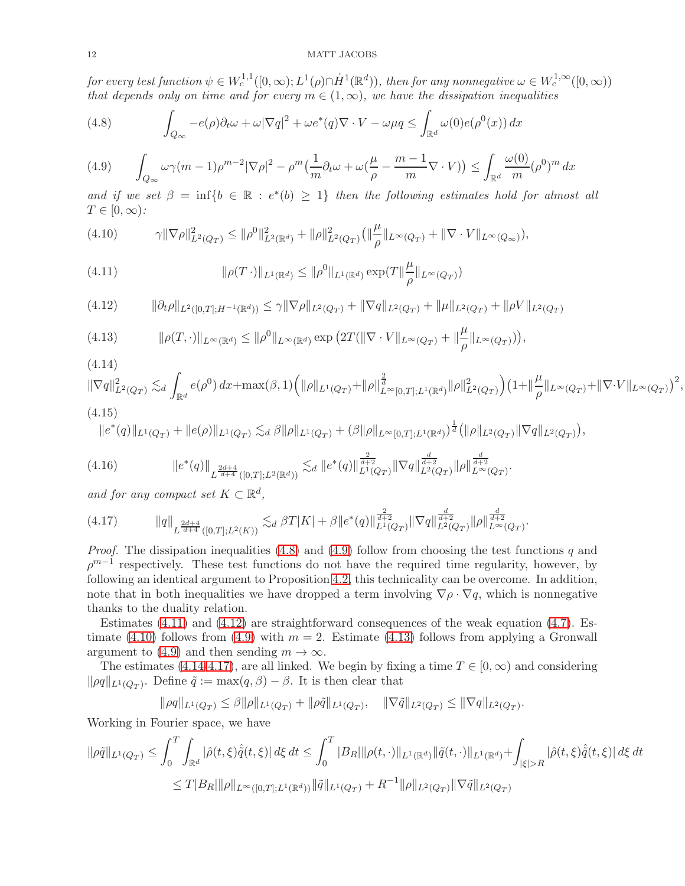*for every test function $\psi \in W_c^{1,1}([0,\infty); L^1(\rho)\cap \dot{H}^1(\mathbb{R}^d))$, then for any nonnegative $\omega \in W_c^{1,\infty}([0,\infty))$ that depends only on time and for every $m \in (1,\infty)$, we have the dissipation inequalities*

$$\int_{Q_\infty} -e(\rho)\partial_t \omega + \omega|\nabla q|^2 + \omega e^*(q)\nabla\cdot V - \omega\mu q \leq \int_{\mathbb{R}^d} \omega(0) e(\rho^0(x))\,dx \tag{4.8}$$

$$\int_{Q_\infty} \omega\gamma(m-1)\rho^{m-2}|\nabla\rho|^2 - \rho^m\big(\frac{1}{m}\partial_t\omega + \omega(\frac{\mu}{\rho} - \frac{m-1}{m}\nabla\cdot V)\big) \leq \int_{\mathbb{R}^d} \frac{\omega(0)}{m}(\rho^0)^m\,dx \tag{4.9}$$

*and if we set $\beta = \inf\{b \in \mathbb{R} : e^*(b) \geq 1\}$ then the following estimates hold for almost all $T \in [0,\infty)$:*

$$\gamma\|\nabla\rho\|^2_{L^2(Q_T)} \leq \|\rho^0\|^2_{L^2(\mathbb{R}^d)} + \|\rho\|^2_{L^2(Q_T)}\big(\|\frac{\mu}{\rho}\|_{L^\infty(Q_T)} + \|\nabla\cdot V\|_{L^\infty(Q_\infty)}\big), \tag{4.10}$$

$$\|\rho(T\,\cdot)\|_{L^1(\mathbb{R}^d)} \leq \|\rho^0\|_{L^1(\mathbb{R}^d)}\exp(T\|\frac{\mu}{\rho}\|_{L^\infty(Q_T)}) \tag{4.11}$$

$$\|\partial_t\rho\|_{L^2([0,T];H^{-1}(\mathbb{R}^d))} \leq \gamma\|\nabla\rho\|_{L^2(Q_T)} + \|\nabla q\|_{L^2(Q_T)} + \|\mu\|_{L^2(Q_T)} + \|\rho V\|_{L^2(Q_T)} \tag{4.12}$$

$$\|\rho(T,\cdot)\|_{L^\infty(\mathbb{R}^d)} \leq \|\rho^0\|_{L^\infty(\mathbb{R}^d)}\exp\big(2T(\|\nabla\cdot V\|_{L^\infty(Q_T)} + \|\frac{\mu}{\rho}\|_{L^\infty(Q_T)})\big), \tag{4.13}$$

$$\|\nabla q\|^2_{L^2(Q_T)} \lesssim_d \int_{\mathbb{R}^d} e(\rho^0)\,dx + \max(\beta,1)\Big(\|\rho\|_{L^1(Q_T)} + \|\rho\|^{\frac{2}{d}}_{L^\infty[0,T];L^1(\mathbb{R}^d)}\|\rho\|^2_{L^2(Q_T)}\Big)\big(1+\|\frac{\mu}{\rho}\|_{L^\infty(Q_T)} + \|\nabla\cdot V\|_{L^\infty(Q_T)}\big)^2, \tag{4.14}$$

$$\|e^*(q)\|_{L^1(Q_T)} + \|e(\rho)\|_{L^1(Q_T)} \lesssim_d \beta\|\rho\|_{L^1(Q_T)} + (\beta\|\rho\|_{L^\infty[0,T];L^1(\mathbb{R}^d)})^{\frac{1}{d}}\big(\|\rho\|_{L^2(Q_T)}\|\nabla q\|_{L^2(Q_T)}\big), \tag{4.15}$$

$$\|e^*(q)\|_{L^{\frac{2d+4}{d+4}}([0,T];L^2(\mathbb{R}^d))} \lesssim_d \|e^*(q)\|^{\frac{2}{d+2}}_{L^1(Q_T)}\|\nabla q\|^{\frac{d}{d+2}}_{L^2(Q_T)}\|\rho\|^{\frac{d}{d+2}}_{L^\infty(Q_T)}. \tag{4.16}$$

*and for any compact set $K \subset \mathbb{R}^d$,*

$$\|q\|_{L^{\frac{2d+4}{d+4}}([0,T];L^2(K))} \lesssim_d \beta T|K| + \beta\|e^*(q)\|^{\frac{2}{d+2}}_{L^1(Q_T)}\|\nabla q\|^{\frac{d}{d+2}}_{L^2(Q_T)}\|\rho\|^{\frac{d}{d+2}}_{L^\infty(Q_T)}. \tag{4.17}$$

*Proof.* The dissipation inequalities (4.8) and (4.9) follow from choosing the test functions $q$ and $\rho^{m-1}$ respectively. These test functions do not have the required time regularity, however, by following an identical argument to Proposition 4.2, this technicality can be overcome. In addition, note that in both inequalities we have dropped a term involving $\nabla\rho\cdot\nabla q$, which is nonnegative thanks to the duality relation.

Estimates (4.11) and (4.12) are straightforward consequences of the weak equation (4.7). Estimate (4.10) follows from (4.9) with $m=2$. Estimate (4.13) follows from applying a Gronwall argument to (4.9) and then sending $m\to\infty$.

The estimates (4.14-4.17), are all linked. We begin by fixing a time $T \in [0,\infty)$ and considering $\|\rho q\|_{L^1(Q_T)}$. Define $\tilde{q} := \max(q,\beta) - \beta$. It is then clear that

$$\|\rho q\|_{L^1(Q_T)} \leq \beta\|\rho\|_{L^1(Q_T)} + \|\rho\tilde{q}\|_{L^1(Q_T)}, \quad \|\nabla\tilde{q}\|_{L^2(Q_T)} \leq \|\nabla q\|_{L^2(Q_T)}.$$

Working in Fourier space, we have

$$\|\rho\tilde{q}\|_{L^1(Q_T)} \leq \int_0^T\int_{\mathbb{R}^d}|\hat{\rho}(t,\xi)\hat{\tilde{q}}(t,\xi)|\,d\xi\,dt \leq \int_0^T |B_R|\|\rho(t,\cdot)\|_{L^1(\mathbb{R}^d)}\|\tilde{q}(t,\cdot)\|_{L^1(\mathbb{R}^d)} + \int_{|\xi|>R}|\hat{\rho}(t,\xi)\hat{\tilde{q}}(t,\xi)|\,d\xi\,dt$$

$$\leq T|B_R|\|\rho\|_{L^\infty([0,T];L^1(\mathbb{R}^d))}\|\tilde{q}\|_{L^1(Q_T)} + R^{-1}\|\rho\|_{L^2(Q_T)}\|\nabla\tilde{q}\|_{L^2(Q_T)}$$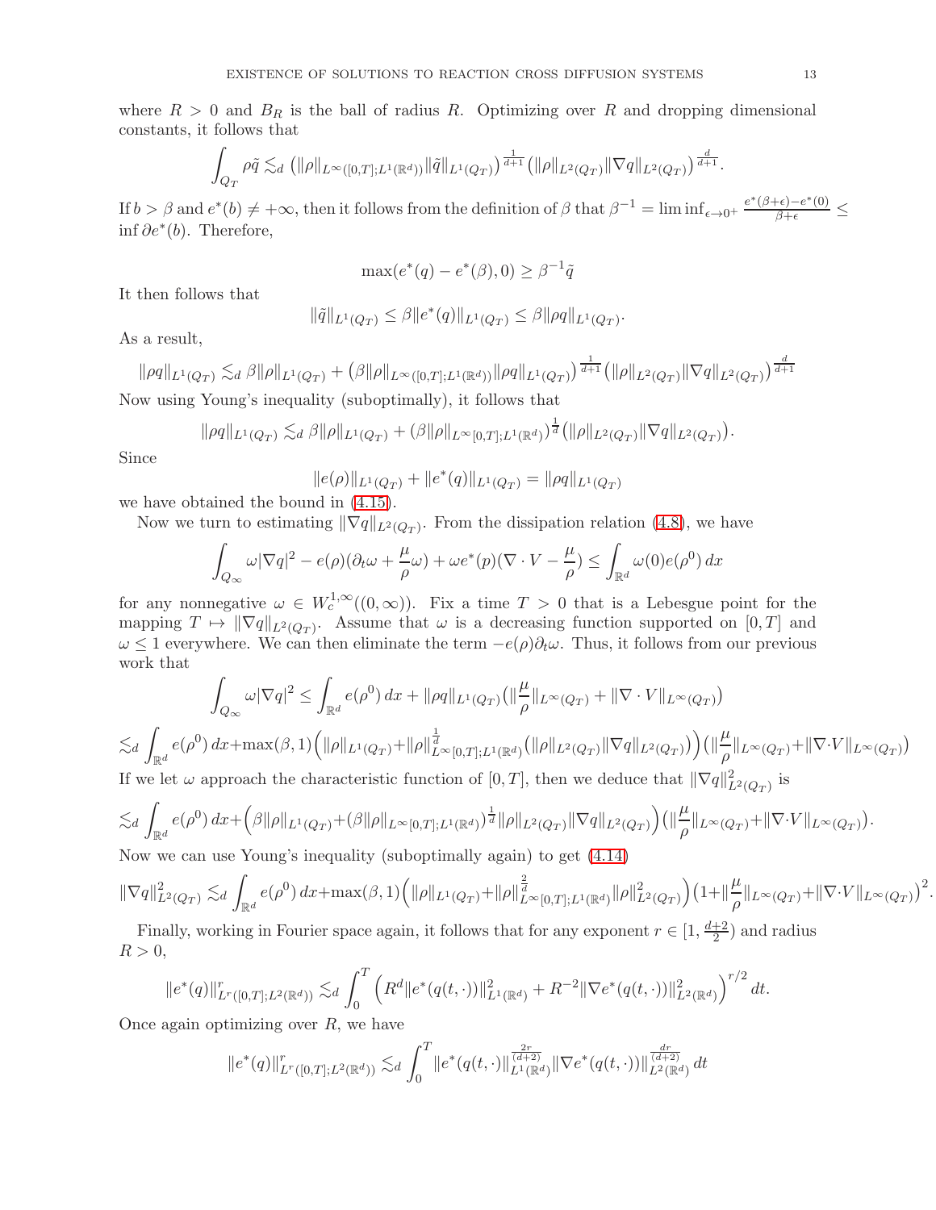where $R > 0$ and $B_R$ is the ball of radius $R$. Optimizing over $R$ and dropping dimensional constants, it follows that

$$\int_{Q_T} \rho\tilde{q} \lesssim_d \left(\|\rho\|_{L^\infty([0,T];L^1(\mathbb{R}^d))}\|\tilde{q}\|_{L^1(Q_T)}\right)^{\frac{1}{d+1}}\left(\|\rho\|_{L^2(Q_T)}\|\nabla q\|_{L^2(Q_T)}\right)^{\frac{d}{d+1}}.$$

If $b > \beta$ and $e^*(b) \neq +\infty$, then it follows from the definition of $\beta$ that $\beta^{-1} = \liminf_{\epsilon\to 0^+} \frac{e^*(\beta+\epsilon)-e^*(0)}{\beta+\epsilon} \leq \inf \partial e^*(b)$. Therefore,

$$\max(e^*(q) - e^*(\beta), 0) \geq \beta^{-1}\tilde{q}$$

It then follows that

$$\|\tilde{q}\|_{L^1(Q_T)} \leq \beta\|e^*(q)\|_{L^1(Q_T)} \leq \beta\|\rho q\|_{L^1(Q_T)}.$$

As a result,

$$\|\rho q\|_{L^1(Q_T)} \lesssim_d \beta\|\rho\|_{L^1(Q_T)} + \left(\beta\|\rho\|_{L^\infty([0,T];L^1(\mathbb{R}^d))}\|\rho q\|_{L^1(Q_T)}\right)^{\frac{1}{d+1}}\left(\|\rho\|_{L^2(Q_T)}\|\nabla q\|_{L^2(Q_T)}\right)^{\frac{d}{d+1}}$$

Now using Young's inequality (suboptimally), it follows that

$$\|\rho q\|_{L^1(Q_T)} \lesssim_d \beta\|\rho\|_{L^1(Q_T)} + (\beta\|\rho\|_{L^\infty[0,T];L^1(\mathbb{R}^d)})^{\frac{1}{d}}\left(\|\rho\|_{L^2(Q_T)}\|\nabla q\|_{L^2(Q_T)}\right).$$

Since

$$\|e(\rho)\|_{L^1(Q_T)} + \|e^*(q)\|_{L^1(Q_T)} = \|\rho q\|_{L^1(Q_T)}$$

we have obtained the bound in (4.15).

Now we turn to estimating $\|\nabla q\|_{L^2(Q_T)}$. From the dissipation relation (4.8), we have

$$\int_{Q_\infty} \omega|\nabla q|^2 - e(\rho)(\partial_t\omega + \frac{\mu}{\rho}\omega) + \omega e^*(p)(\nabla\cdot V - \frac{\mu}{\rho}) \leq \int_{\mathbb{R}^d}\omega(0)e(\rho^0)\,dx$$

for any nonnegative $\omega \in W_c^{1,\infty}((0,\infty))$. Fix a time $T > 0$ that is a Lebesgue point for the mapping $T \mapsto \|\nabla q\|_{L^2(Q_T)}$. Assume that $\omega$ is a decreasing function supported on $[0,T]$ and $\omega \leq 1$ everywhere. We can then eliminate the term $-e(\rho)\partial_t\omega$. Thus, it follows from our previous work that

$$\int_{Q_\infty}\omega|\nabla q|^2 \leq \int_{\mathbb{R}^d} e(\rho^0)\,dx + \|\rho q\|_{L^1(Q_T)}\left(\|\frac{\mu}{\rho}\|_{L^\infty(Q_T)} + \|\nabla\cdot V\|_{L^\infty(Q_T)}\right)$$

$$\lesssim_d \int_{\mathbb{R}^d} e(\rho^0)\,dx + \max(\beta,1)\Big(\|\rho\|_{L^1(Q_T)} + \|\rho\|^{\frac{1}{d}}_{L^\infty[0,T];L^1(\mathbb{R}^d)}\left(\|\rho\|_{L^2(Q_T)}\|\nabla q\|_{L^2(Q_T)}\right)\Big)\left(\|\frac{\mu}{\rho}\|_{L^\infty(Q_T)} + \|\nabla\cdot V\|_{L^\infty(Q_T)}\right)$$

If we let $\omega$ approach the characteristic function of $[0,T]$, then we deduce that $\|\nabla q\|^2_{L^2(Q_T)}$ is

$$\lesssim_d \int_{\mathbb{R}^d} e(\rho^0)\,dx + \Big(\beta\|\rho\|_{L^1(Q_T)} + (\beta\|\rho\|_{L^\infty[0,T];L^1(\mathbb{R}^d)})^{\frac{1}{d}}\|\rho\|_{L^2(Q_T)}\|\nabla q\|_{L^2(Q_T)}\Big)\left(\|\frac{\mu}{\rho}\|_{L^\infty(Q_T)} + \|\nabla\cdot V\|_{L^\infty(Q_T)}\right).$$

Now we can use Young's inequality (suboptimally again) to get (4.14)

$$\|\nabla q\|^2_{L^2(Q_T)} \lesssim_d \int_{\mathbb{R}^d} e(\rho^0)\,dx + \max(\beta,1)\Big(\|\rho\|_{L^1(Q_T)} + \|\rho\|^{\frac{2}{d}}_{L^\infty[0,T];L^1(\mathbb{R}^d)}\|\rho\|^2_{L^2(Q_T)}\Big)\left(1 + \|\frac{\mu}{\rho}\|_{L^\infty(Q_T)} + \|\nabla\cdot V\|_{L^\infty(Q_T)}\right)^2.$$

Finally, working in Fourier space again, it follows that for any exponent $r \in [1, \frac{d+2}{2})$ and radius $R > 0$,

$$\|e^*(q)\|^r_{L^r([0,T];L^2(\mathbb{R}^d))} \lesssim_d \int_0^T \left(R^d\|e^*(q(t,\cdot))\|^2_{L^1(\mathbb{R}^d)} + R^{-2}\|\nabla e^*(q(t,\cdot))\|^2_{L^2(\mathbb{R}^d)}\right)^{r/2} dt.$$

Once again optimizing over $R$, we have

$$\|e^*(q)\|^r_{L^r([0,T];L^2(\mathbb{R}^d))} \lesssim_d \int_0^T \|e^*(q(t,\cdot)\|^{\frac{2r}{(d+2)}}_{L^1(\mathbb{R}^d)}\|\nabla e^*(q(t,\cdot))\|^{\frac{dr}{(d+2)}}_{L^2(\mathbb{R}^d)}\,dt$$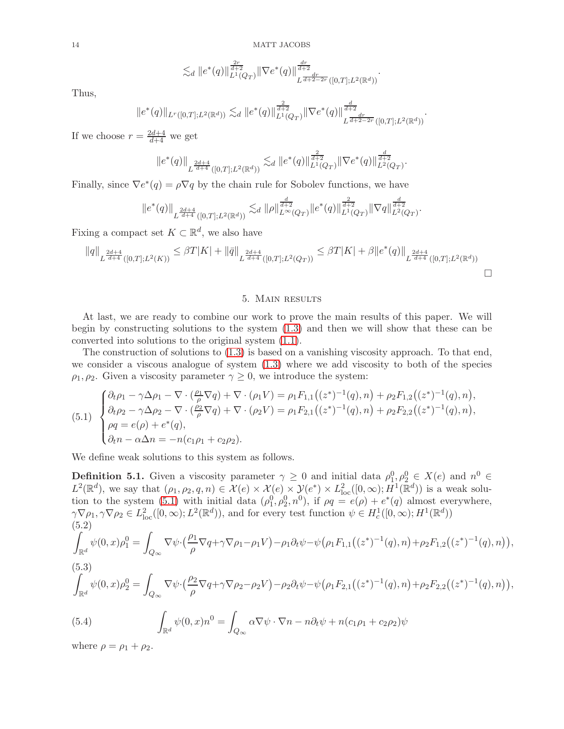$$\lesssim_d \|e^*(q)\|_{L^1(Q_T)}^{\frac{2r}{d+2}} \|\nabla e^*(q)\|_{L^{\frac{dr}{d+2-2r}}([0,T];L^2(\mathbb{R}^d))}^{\frac{dr}{d+2}}.$$

Thus,

$$\|e^*(q)\|_{L^r([0,T];L^2(\mathbb{R}^d))} \lesssim_d \|e^*(q)\|_{L^1(Q_T)}^{\frac{2}{d+2}} \|\nabla e^*(q)\|_{L^{\frac{dr}{d+2-2r}}([0,T];L^2(\mathbb{R}^d))}^{\frac{d}{d+2}}.$$

If we choose $r = \frac{2d+4}{d+4}$ we get

$$\|e^*(q)\|_{L^{\frac{2d+4}{d+4}}([0,T];L^2(\mathbb{R}^d))} \lesssim_d \|e^*(q)\|_{L^1(Q_T)}^{\frac{2}{d+2}} \|\nabla e^*(q)\|_{L^2(Q_T)}^{\frac{d}{d+2}}.$$

Finally, since $\nabla e^*(q) = \rho \nabla q$ by the chain rule for Sobolev functions, we have

$$\|e^*(q)\|_{L^{\frac{2d+4}{d+4}}([0,T];L^2(\mathbb{R}^d))} \lesssim_d \|\rho\|_{L^\infty(Q_T)}^{\frac{d}{d+2}} \|e^*(q)\|_{L^1(Q_T)}^{\frac{2}{d+2}} \|\nabla q\|_{L^2(Q_T)}^{\frac{d}{d+2}}.$$

Fixing a compact set $K \subset \mathbb{R}^d$, we also have

$$\|q\|_{L^{\frac{2d+4}{d+4}}([0,T];L^2(K))} \leq \beta T|K| + \|\bar{q}\|_{L^{\frac{2d+4}{d+4}}([0,T];L^2(Q_T))} \leq \beta T|K| + \beta\|e^*(q)\|_{L^{\frac{2d+4}{d+4}}([0,T];L^2(\mathbb{R}^d))}$$

□

## 5. Main results

At last, we are ready to combine our work to prove the main results of this paper. We will begin by constructing solutions to the system (1.3) and then we will show that these can be converted into solutions to the original system (1.1).

The construction of solutions to (1.3) is based on a vanishing viscosity approach. To that end, we consider a viscous analogue of system (1.3) where we add viscosity to both of the species $\rho_1, \rho_2$. Given a viscosity parameter $\gamma \geq 0$, we introduce the system:

$$\text{(5.1)} \quad \begin{cases} \partial_t \rho_1 - \gamma \Delta \rho_1 - \nabla \cdot (\frac{\rho_1}{\rho} \nabla q) + \nabla \cdot (\rho_1 V) = \rho_1 F_{1,1}\big((z^*)^{-1}(q), n\big) + \rho_2 F_{1,2}\big((z^*)^{-1}(q), n\big), \\ \partial_t \rho_2 - \gamma \Delta \rho_2 - \nabla \cdot (\frac{\rho_2}{\rho} \nabla q) + \nabla \cdot (\rho_2 V) = \rho_1 F_{2,1}\big((z^*)^{-1}(q), n\big) + \rho_2 F_{2,2}\big((z^*)^{-1}(q), n\big), \\ \rho q = e(\rho) + e^*(q), \\ \partial_t n - \alpha \Delta n = -n(c_1 \rho_1 + c_2 \rho_2). \end{cases}$$

We define weak solutions to this system as follows.

**Definition 5.1.** Given a viscosity parameter $\gamma \geq 0$ and initial data $\rho_1^0, \rho_2^0 \in X(e)$ and $n^0 \in L^2(\mathbb{R}^d)$, we say that $(\rho_1, \rho_2, q, n) \in \mathcal{X}(e) \times \mathcal{X}(e) \times \mathcal{Y}(e^*) \times L^2_{\text{loc}}([0,\infty); H^1(\mathbb{R}^d))$ is a weak solution to the system (5.1) with initial data $(\rho_1^0, \rho_2^0, n^0)$, if $\rho q = e(\rho) + e^*(q)$ almost everywhere, $\gamma \nabla \rho_1, \gamma \nabla \rho_2 \in L^2_{\text{loc}}([0,\infty); L^2(\mathbb{R}^d))$, and for every test function $\psi \in H^1_c([0,\infty); H^1(\mathbb{R}^d))$

$$\text{(5.2)} \quad \int_{\mathbb{R}^d} \psi(0,x) \rho_1^0 = \int_{Q_\infty} \nabla \psi \cdot \big(\frac{\rho_1}{\rho} \nabla q + \gamma \nabla \rho_1 - \rho_1 V\big) - \rho_1 \partial_t \psi - \psi\big(\rho_1 F_{1,1}\big((z^*)^{-1}(q), n\big) + \rho_2 F_{1,2}\big((z^*)^{-1}(q), n\big)\big),$$

$$\text{(5.3)} \quad \int_{\mathbb{R}^d} \psi(0,x) \rho_2^0 = \int_{Q_\infty} \nabla \psi \cdot \big(\frac{\rho_2}{\rho} \nabla q + \gamma \nabla \rho_2 - \rho_2 V\big) - \rho_2 \partial_t \psi - \psi\big(\rho_1 F_{2,1}\big((z^*)^{-1}(q), n\big) + \rho_2 F_{2,2}\big((z^*)^{-1}(q), n\big)\big),$$

$$\text{(5.4)} \quad \int_{\mathbb{R}^d} \psi(0,x) n^0 = \int_{Q_\infty} \alpha \nabla \psi \cdot \nabla n - n \partial_t \psi + n(c_1 \rho_1 + c_2 \rho_2) \psi$$

where $\rho = \rho_1 + \rho_2$.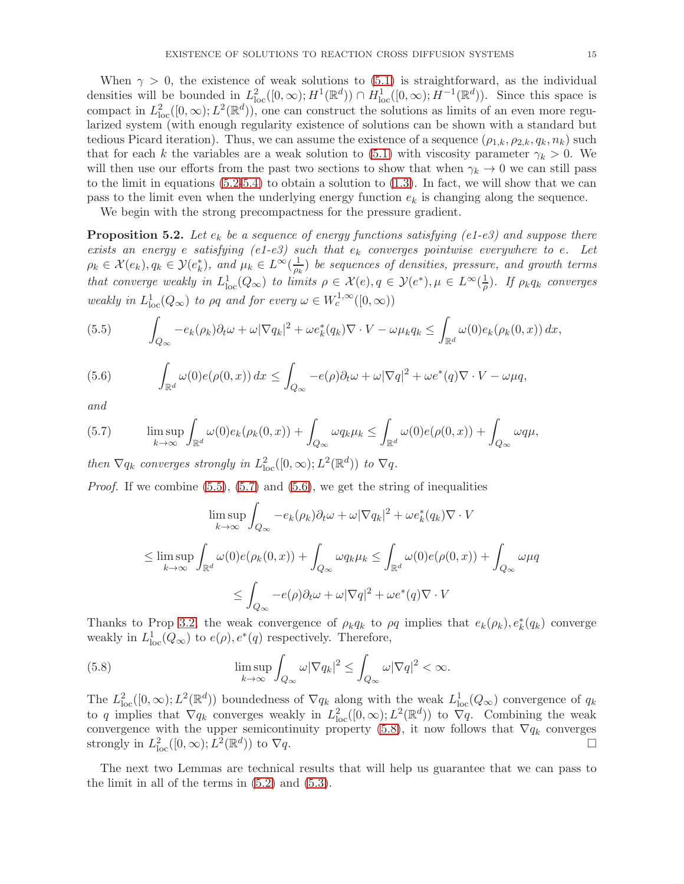When $\gamma > 0$, the existence of weak solutions to (5.1) is straightforward, as the individual densities will be bounded in $L^2_{\mathrm{loc}}([0,\infty); H^1(\mathbb{R}^d)) \cap H^1_{\mathrm{loc}}([0,\infty); H^{-1}(\mathbb{R}^d))$. Since this space is compact in $L^2_{\mathrm{loc}}([0,\infty); L^2(\mathbb{R}^d))$, one can construct the solutions as limits of an even more regularized system (with enough regularity existence of solutions can be shown with a standard but tedious Picard iteration). Thus, we can assume the existence of a sequence $(\rho_{1,k}, \rho_{2,k}, q_k, n_k)$ such that for each $k$ the variables are a weak solution to (5.1) with viscosity parameter $\gamma_k > 0$. We will then use our efforts from the past two sections to show that when $\gamma_k \to 0$ we can still pass to the limit in equations (5.2-5.4) to obtain a solution to (1.3). In fact, we will show that we can pass to the limit even when the underlying energy function $e_k$ is changing along the sequence.

We begin with the strong precompactness for the pressure gradient.

**Proposition 5.2.** *Let $e_k$ be a sequence of energy functions satisfying (e1-e3) and suppose there exists an energy $e$ satisfying (e1-e3) such that $e_k$ converges pointwise everywhere to $e$. Let $\rho_k \in \mathcal{X}(e_k), q_k \in \mathcal{Y}(e_k^*)$, and $\mu_k \in L^\infty(\frac{1}{\rho_k})$ be sequences of densities, pressure, and growth terms that converge weakly in $L^1_{\mathrm{loc}}(Q_\infty)$ to limits $\rho \in \mathcal{X}(e), q \in \mathcal{Y}(e^*), \mu \in L^\infty(\frac{1}{\rho})$. If $\rho_k q_k$ converges weakly in $L^1_{\mathrm{loc}}(Q_\infty)$ to $\rho q$ and for every $\omega \in W^{1,\infty}_c([0,\infty))$*

$$
(5.5) \qquad \int_{Q_\infty} -e_k(\rho_k)\partial_t \omega + \omega |\nabla q_k|^2 + \omega e_k^*(q_k)\nabla \cdot V - \omega \mu_k q_k \leq \int_{\mathbb{R}^d} \omega(0) e_k(\rho_k(0,x))\, dx,
$$

$$
(5.6) \qquad \int_{\mathbb{R}^d} \omega(0) e(\rho(0,x))\, dx \leq \int_{Q_\infty} -e(\rho)\partial_t \omega + \omega |\nabla q|^2 + \omega e^*(q)\nabla \cdot V - \omega \mu q,
$$

*and*

$$
(5.7) \qquad \limsup_{k\to\infty} \int_{\mathbb{R}^d} \omega(0) e_k(\rho_k(0,x)) + \int_{Q_\infty} \omega q_k \mu_k \leq \int_{\mathbb{R}^d} \omega(0) e(\rho(0,x)) + \int_{Q_\infty} \omega q \mu,
$$

*then $\nabla q_k$ converges strongly in $L^2_{\mathrm{loc}}([0,\infty); L^2(\mathbb{R}^d))$ to $\nabla q$.*

*Proof.* If we combine (5.5), (5.7) and (5.6), we get the string of inequalities

$$
\limsup_{k\to\infty} \int_{Q_\infty} -e_k(\rho_k)\partial_t \omega + \omega |\nabla q_k|^2 + \omega e_k^*(q_k)\nabla \cdot V
$$

$$
\leq \limsup_{k\to\infty} \int_{\mathbb{R}^d} \omega(0) e(\rho_k(0,x)) + \int_{Q_\infty} \omega q_k \mu_k \leq \int_{\mathbb{R}^d} \omega(0) e(\rho(0,x)) + \int_{Q_\infty} \omega \mu q
$$

$$
\leq \int_{Q_\infty} -e(\rho)\partial_t \omega + \omega |\nabla q|^2 + \omega e^*(q)\nabla \cdot V
$$

Thanks to Prop 3.2, the weak convergence of $\rho_k q_k$ to $\rho q$ implies that $e_k(\rho_k), e_k^*(q_k)$ converge weakly in $L^1_{\mathrm{loc}}(Q_\infty)$ to $e(\rho), e^*(q)$ respectively. Therefore,

$$
(5.8) \qquad \limsup_{k\to\infty} \int_{Q_\infty} \omega |\nabla q_k|^2 \leq \int_{Q_\infty} \omega |\nabla q|^2 < \infty.
$$

The $L^2_{\mathrm{loc}}([0,\infty); L^2(\mathbb{R}^d))$ boundedness of $\nabla q_k$ along with the weak $L^1_{\mathrm{loc}}(Q_\infty)$ convergence of $q_k$ to $q$ implies that $\nabla q_k$ converges weakly in $L^2_{\mathrm{loc}}([0,\infty); L^2(\mathbb{R}^d))$ to $\nabla q$. Combining the weak convergence with the upper semicontinuity property (5.8), it now follows that $\nabla q_k$ converges strongly in $L^2_{\mathrm{loc}}([0,\infty); L^2(\mathbb{R}^d))$ to $\nabla q$. $\square$

The next two Lemmas are technical results that will help us guarantee that we can pass to the limit in all of the terms in (5.2) and (5.3).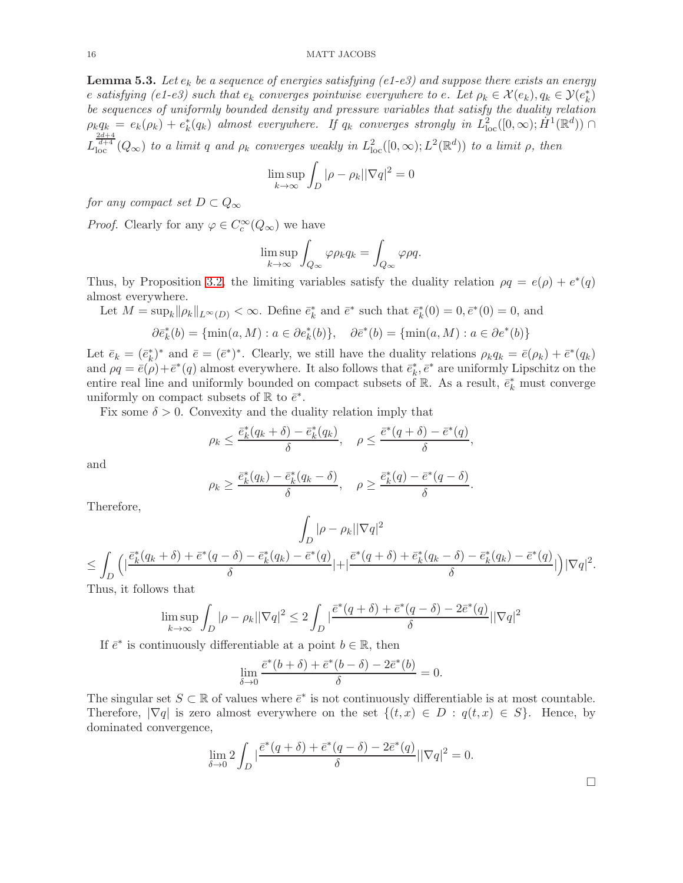**Lemma 5.3.** *Let $e_k$ be a sequence of energies satisfying (e1-e3) and suppose there exists an energy $e$ satisfying (e1-e3) such that $e_k$ converges pointwise everywhere to $e$. Let $\rho_k \in \mathcal{X}(e_k), q_k \in \mathcal{Y}(e_k^*)$ be sequences of uniformly bounded density and pressure variables that satisfy the duality relation $\rho_k q_k = e_k(\rho_k) + e_k^*(q_k)$ almost everywhere. If $q_k$ converges strongly in $L^2_{\text{loc}}([0,\infty); \dot{H}^1(\mathbb{R}^d)) \cap L^{\frac{2d+4}{d+4}}_{\text{loc}}(Q_\infty)$ to a limit $q$ and $\rho_k$ converges weakly in $L^2_{\text{loc}}([0,\infty); L^2(\mathbb{R}^d))$ to a limit $\rho$, then*

$$\limsup_{k\to\infty} \int_D |\rho - \rho_k||\nabla q|^2 = 0$$

*for any compact set $D \subset Q_\infty$*

*Proof.* Clearly for any $\varphi \in C_c^\infty(Q_\infty)$ we have

$$\limsup_{k\to\infty} \int_{Q_\infty} \varphi \rho_k q_k = \int_{Q_\infty} \varphi \rho q.$$

Thus, by Proposition 3.2, the limiting variables satisfy the duality relation $\rho q = e(\rho) + e^*(q)$ almost everywhere.

Let $M = \sup_k \|\rho_k\|_{L^\infty(D)} < \infty$. Define $\bar{e}_k^*$ and $\bar{e}^*$ such that $\bar{e}_k^*(0) = 0, \bar{e}^*(0) = 0$, and

$$\partial \bar{e}_k^*(b) = \{\min(a, M) : a \in \partial e_k^*(b)\}, \quad \partial \bar{e}^*(b) = \{\min(a, M) : a \in \partial e^*(b)\}$$

Let $\bar{e}_k = (\bar{e}_k^*)^*$ and $\bar{e} = (\bar{e}^*)^*$. Clearly, we still have the duality relations $\rho_k q_k = \bar{e}(\rho_k) + \bar{e}^*(q_k)$ and $\rho q = \bar{e}(\rho) + \bar{e}^*(q)$ almost everywhere. It also follows that $\bar{e}_k^*, \bar{e}^*$ are uniformly Lipschitz on the entire real line and uniformly bounded on compact subsets of $\mathbb{R}$. As a result, $\bar{e}_k^*$ must converge uniformly on compact subsets of $\mathbb{R}$ to $\bar{e}^*$.

Fix some $\delta > 0$. Convexity and the duality relation imply that

$$\rho_k \leq \frac{\bar{e}_k^*(q_k + \delta) - \bar{e}_k^*(q_k)}{\delta}, \quad \rho \leq \frac{\bar{e}^*(q + \delta) - \bar{e}^*(q)}{\delta},$$

and

$$\rho_k \geq \frac{\bar{e}_k^*(q_k) - \bar{e}_k^*(q_k - \delta)}{\delta}, \quad \rho \geq \frac{\bar{e}_k^*(q) - \bar{e}^*(q - \delta)}{\delta}.$$

Therefore,

$$\int_D |\rho - \rho_k||\nabla q|^2$$

$$\leq \int_D \Big( |\frac{\bar{e}_k^*(q_k + \delta) + \bar{e}^*(q - \delta) - \bar{e}_k^*(q_k) - \bar{e}^*(q)}{\delta}| + |\frac{\bar{e}^*(q + \delta) + \bar{e}_k^*(q_k - \delta) - \bar{e}_k^*(q_k) - \bar{e}^*(q)}{\delta}| \Big) |\nabla q|^2.$$

Thus, it follows that

$$\limsup_{k\to\infty} \int_D |\rho - \rho_k||\nabla q|^2 \leq 2 \int_D |\frac{\bar{e}^*(q + \delta) + \bar{e}^*(q - \delta) - 2\bar{e}^*(q)}{\delta}||\nabla q|^2$$

If $\bar{e}^*$ is continuously differentiable at a point $b \in \mathbb{R}$, then

$$\lim_{\delta\to 0} \frac{\bar{e}^*(b + \delta) + \bar{e}^*(b - \delta) - 2\bar{e}^*(b)}{\delta} = 0.$$

The singular set $S \subset \mathbb{R}$ of values where $\bar{e}^*$ is not continuously differentiable is at most countable. Therefore, $|\nabla q|$ is zero almost everywhere on the set $\{(t, x) \in D : q(t, x) \in S\}$. Hence, by dominated convergence,

$$\lim_{\delta\to 0} 2 \int_D |\frac{\bar{e}^*(q + \delta) + \bar{e}^*(q - \delta) - 2\bar{e}^*(q)}{\delta}||\nabla q|^2 = 0.$$

□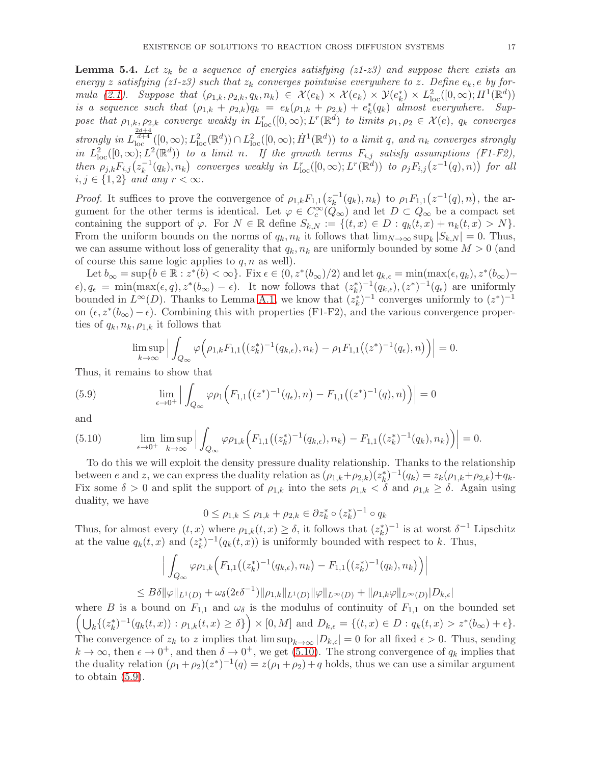**Lemma 5.4.** *Let $z_k$ be a sequence of energies satisfying (z1-z3) and suppose there exists an energy $z$ satisfying (z1-z3) such that $z_k$ converges pointwise everywhere to $z$. Define $e_k, e$ by formula (2.1). Suppose that $(\rho_{1,k}, \rho_{2,k}, q_k, n_k) \in \mathcal{X}(e_k) \times \mathcal{X}(e_k) \times \mathcal{Y}(e_k^*) \times L^2_{\rm loc}([0,\infty); H^1(\mathbb{R}^d))$ is a sequence such that $(\rho_{1,k}+\rho_{2,k})q_k = e_k(\rho_{1,k}+\rho_{2,k}) + e_k^*(q_k)$ almost everywhere. Suppose that $\rho_{1,k}, \rho_{2,k}$ converge weakly in $L^r_{\rm loc}([0,\infty); L^r(\mathbb{R}^d)$ to limits $\rho_1, \rho_2 \in \mathcal{X}(e)$, $q_k$ converges strongly in $L^{\frac{2d+4}{d+4}}_{\rm loc}([0,\infty); L^2_{\rm loc}(\mathbb{R}^d)) \cap L^2_{\rm loc}([0,\infty); \dot{H}^1(\mathbb{R}^d))$ to a limit $q$, and $n_k$ converges strongly in $L^2_{\rm loc}([0,\infty); L^2(\mathbb{R}^d))$ to a limit $n$. If the growth terms $F_{i,j}$ satisfy assumptions (F1-F2), then $\rho_{j,k}F_{i,j}\big(z_k^{-1}(q_k), n_k\big)$ converges weakly in $L^r_{\rm loc}([0,\infty); L^r(\mathbb{R}^d))$ to $\rho_j F_{i,j}\big(z^{-1}(q), n\big)$ for all $i, j \in \{1,2\}$ and any $r < \infty$.*

*Proof.* It suffices to prove the convergence of $\rho_{1,k}F_{1,1}\big(z_k^{-1}(q_k), n_k\big)$ to $\rho_1 F_{1,1}\big(z^{-1}(q), n\big)$, the argument for the other terms is identical. Let $\varphi \in C_c^\infty(Q_\infty)$ and let $D \subset Q_\infty$ be a compact set containing the support of $\varphi$. For $N \in \mathbb{R}$ define $S_{k,N} := \{(t,x) \in D : q_k(t,x) + n_k(t,x) > N\}$. From the uniform bounds on the norms of $q_k, n_k$ it follows that $\lim_{N\to\infty} \sup_k |S_{k,N}| = 0$. Thus, we can assume without loss of generality that $q_k, n_k$ are uniformly bounded by some $M > 0$ (and of course this same logic applies to $q, n$ as well).

Let $b_\infty = \sup\{b \in \mathbb{R} : z^*(b) < \infty\}$. Fix $\epsilon \in (0, z^*(b_\infty)/2)$ and let $q_{k,\epsilon} = \min(\max(\epsilon, q_k), z^*(b_\infty) - \epsilon)$, $q_\epsilon = \min(\max(\epsilon, q), z^*(b_\infty) - \epsilon)$. It now follows that $(z_k^*)^{-1}(q_{k,\epsilon}), (z^*)^{-1}(q_\epsilon)$ are uniformly bounded in $L^\infty(D)$. Thanks to Lemma A.1, we know that $(z_k^*)^{-1}$ converges uniformly to $(z^*)^{-1}$ on $(\epsilon, z^*(b_\infty) - \epsilon)$. Combining this with properties (F1-F2), and the various convergence properties of $q_k, n_k, \rho_{1,k}$ it follows that

$$\limsup_{k\to\infty} \Big| \int_{Q_\infty} \varphi\Big(\rho_{1,k}F_{1,1}\big((z_k^*)^{-1}(q_{k,\epsilon}), n_k\big) - \rho_1 F_{1,1}\big((z^*)^{-1}(q_\epsilon), n\big)\Big)\Big| = 0.$$

Thus, it remains to show that

$$\lim_{\epsilon\to 0^+} \Big| \int_{Q_\infty} \varphi\rho_1\Big(F_{1,1}\big((z^*)^{-1}(q_\epsilon), n\big) - F_{1,1}\big((z^*)^{-1}(q), n\big)\Big)\Big| = 0 \tag{5.9}$$

and

$$\lim_{\epsilon\to 0^+} \limsup_{k\to\infty} \Big| \int_{Q_\infty} \varphi\rho_{1,k}\Big(F_{1,1}\big((z_k^*)^{-1}(q_{k,\epsilon}), n_k\big) - F_{1,1}\big((z_k^*)^{-1}(q_k), n_k\big)\Big)\Big| = 0. \tag{5.10}$$

To do this we will exploit the density pressure duality relationship. Thanks to the relationship between $e$ and $z$, we can express the duality relation as $(\rho_{1,k}+\rho_{2,k})(z_k^*)^{-1}(q_k) = z_k(\rho_{1,k}+\rho_{2,k}) + q_k$. Fix some $\delta > 0$ and split the support of $\rho_{1,k}$ into the sets $\rho_{1,k} < \delta$ and $\rho_{1,k} \geq \delta$. Again using duality, we have

$$0 \leq \rho_{1,k} \leq \rho_{1,k} + \rho_{2,k} \in \partial z_k^* \circ (z_k^*)^{-1} \circ q_k$$

Thus, for almost every $(t,x)$ where $\rho_{1,k}(t,x) \geq \delta$, it follows that $(z_k^*)^{-1}$ is at worst $\delta^{-1}$ Lipschitz at the value $q_k(t,x)$ and $(z_k^*)^{-1}(q_k(t,x))$ is uniformly bounded with respect to $k$. Thus,

$$\Big| \int_{Q_\infty} \varphi\rho_{1,k}\Big(F_{1,1}\big((z_k^*)^{-1}(q_{k,\epsilon}), n_k\big) - F_{1,1}\big((z_k^*)^{-1}(q_k), n_k\big)\Big)\Big|$$

$$\leq B\delta\|\varphi\|_{L^1(D)} + \omega_\delta(2\epsilon\delta^{-1})\|\rho_{1,k}\|_{L^1(D)}\|\varphi\|_{L^\infty(D)} + \|\rho_{1,k}\varphi\|_{L^\infty(D)}|D_{k,\epsilon}|$$

where $B$ is a bound on $F_{1,1}$ and $\omega_\delta$ is the modulus of continuity of $F_{1,1}$ on the bounded set $\Big(\bigcup_k\{(z_k^*)^{-1}(q_k(t,x)) : \rho_{1,k}(t,x) \geq \delta\}\Big) \times [0, M]$ and $D_{k,\epsilon} = \{(t,x) \in D : q_k(t,x) > z^*(b_\infty) + \epsilon\}$. The convergence of $z_k$ to $z$ implies that $\limsup_{k\to\infty} |D_{k,\epsilon}| = 0$ for all fixed $\epsilon > 0$. Thus, sending $k \to \infty$, then $\epsilon \to 0^+$, and then $\delta \to 0^+$, we get (5.10). The strong convergence of $q_k$ implies that the duality relation $(\rho_1+\rho_2)(z^*)^{-1}(q) = z(\rho_1+\rho_2) + q$ holds, thus we can use a similar argument to obtain (5.9).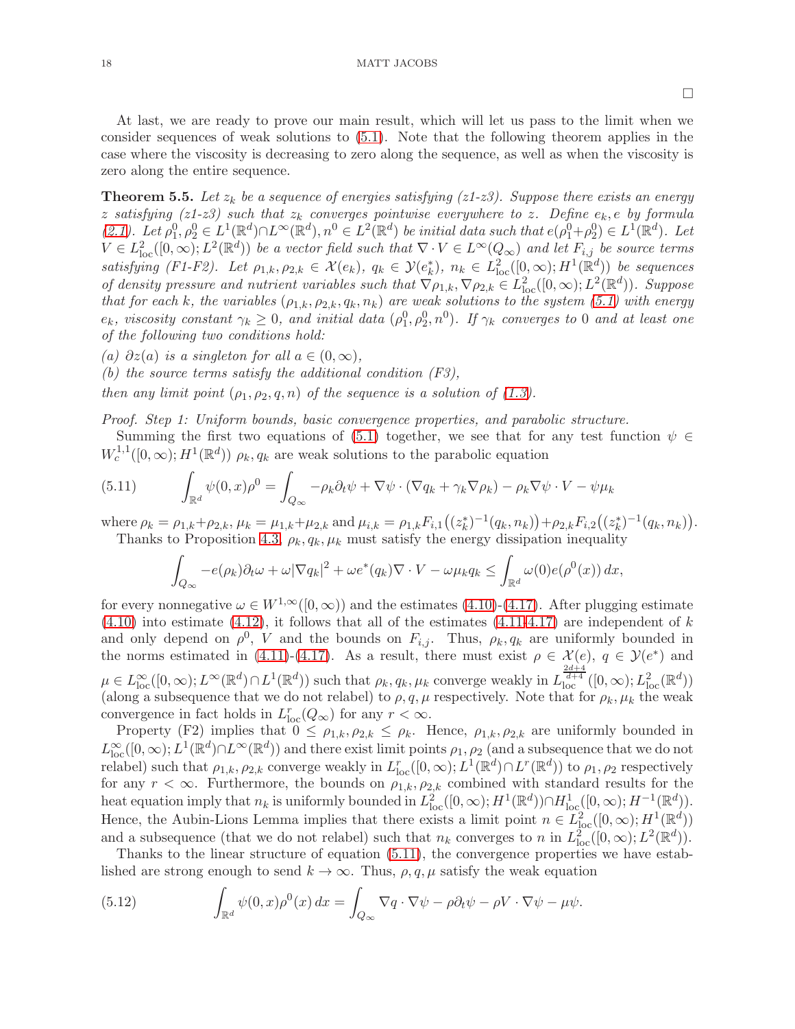□

At last, we are ready to prove our main result, which will let us pass to the limit when we consider sequences of weak solutions to (5.1). Note that the following theorem applies in the case where the viscosity is decreasing to zero along the sequence, as well as when the viscosity is zero along the entire sequence.

**Theorem 5.5.** *Let $z_k$ be a sequence of energies satisfying (z1-z3). Suppose there exists an energy $z$ satisfying (z1-z3) such that $z_k$ converges pointwise everywhere to $z$. Define $e_k, e$ by formula (2.1). Let $\rho_1^0, \rho_2^0 \in L^1(\mathbb{R}^d)\cap L^\infty(\mathbb{R}^d), n^0 \in L^2(\mathbb{R}^d)$ be initial data such that $e(\rho_1^0+\rho_2^0) \in L^1(\mathbb{R}^d)$. Let $V \in L^2_{\mathrm{loc}}([0,\infty); L^2(\mathbb{R}^d))$ be a vector field such that $\nabla \cdot V \in L^\infty(Q_\infty)$ and let $F_{i,j}$ be source terms satisfying (F1-F2). Let $\rho_{1,k}, \rho_{2,k} \in \mathcal{X}(e_k)$, $q_k \in \mathcal{Y}(e_k^*)$, $n_k \in L^2_{\mathrm{loc}}([0,\infty); H^1(\mathbb{R}^d))$ be sequences of density pressure and nutrient variables such that $\nabla\rho_{1,k}, \nabla\rho_{2,k} \in L^2_{\mathrm{loc}}([0,\infty); L^2(\mathbb{R}^d))$. Suppose that for each $k$, the variables $(\rho_{1,k}, \rho_{2,k}, q_k, n_k)$ are weak solutions to the system (5.1) with energy $e_k$, viscosity constant $\gamma_k \geq 0$, and initial data $(\rho_1^0, \rho_2^0, n^0)$. If $\gamma_k$ converges to 0 and at least one of the following two conditions hold:*

*(a) $\partial z(a)$ is a singleton for all $a \in (0,\infty)$,*

*(b) the source terms satisfy the additional condition (F3),*

*then any limit point $(\rho_1, \rho_2, q, n)$ of the sequence is a solution of (1.3).*

*Proof. Step 1: Uniform bounds, basic convergence properties, and parabolic structure.*

Summing the first two equations of (5.1) together, we see that for any test function $\psi \in W_c^{1,1}([0,\infty); H^1(\mathbb{R}^d))$ $\rho_k, q_k$ are weak solutions to the parabolic equation

$$\int_{\mathbb{R}^d} \psi(0,x)\rho^0 = \int_{Q_\infty} -\rho_k \partial_t \psi + \nabla\psi \cdot (\nabla q_k + \gamma_k \nabla \rho_k) - \rho_k \nabla\psi \cdot V - \psi \mu_k \tag{5.11}$$

where $\rho_k = \rho_{1,k}+\rho_{2,k}$, $\mu_k = \mu_{1,k}+\mu_{2,k}$ and $\mu_{i,k} = \rho_{1,k}F_{i,1}\big((z_k^*)^{-1}(q_k,n_k)\big)+\rho_{2,k}F_{i,2}\big((z_k^*)^{-1}(q_k,n_k)\big)$.

Thanks to Proposition 4.3, $\rho_k, q_k, \mu_k$ must satisfy the energy dissipation inequality

$$\int_{Q_\infty} -e(\rho_k)\partial_t\omega + \omega|\nabla q_k|^2 + \omega e^*(q_k)\nabla\cdot V - \omega\mu_k q_k \leq \int_{\mathbb{R}^d} \omega(0) e(\rho^0(x))\, dx,$$

for every nonnegative $\omega \in W^{1,\infty}([0,\infty))$ and the estimates (4.10)-(4.17). After plugging estimate (4.10) into estimate (4.12), it follows that all of the estimates (4.11-4.17) are independent of $k$ and only depend on $\rho^0$, $V$ and the bounds on $F_{i,j}$. Thus, $\rho_k, q_k$ are uniformly bounded in the norms estimated in (4.11)-(4.17). As a result, there must exist $\rho \in \mathcal{X}(e)$, $q \in \mathcal{Y}(e^*)$ and $\mu \in L^\infty_{\mathrm{loc}}([0,\infty); L^\infty(\mathbb{R}^d)\cap L^1(\mathbb{R}^d))$ such that $\rho_k, q_k, \mu_k$ converge weakly in $L^{\frac{2d+4}{d+4}}_{\mathrm{loc}}([0,\infty); L^2_{\mathrm{loc}}(\mathbb{R}^d))$ (along a subsequence that we do not relabel) to $\rho, q, \mu$ respectively. Note that for $\rho_k, \mu_k$ the weak convergence in fact holds in $L^r_{\mathrm{loc}}(Q_\infty)$ for any $r < \infty$.

Property (F2) implies that $0 \leq \rho_{1,k}, \rho_{2,k} \leq \rho_k$. Hence, $\rho_{1,k}, \rho_{2,k}$ are uniformly bounded in $L^\infty_{\mathrm{loc}}([0,\infty); L^1(\mathbb{R}^d)\cap L^\infty(\mathbb{R}^d))$ and there exist limit points $\rho_1, \rho_2$ (and a subsequence that we do not relabel) such that $\rho_{1,k}, \rho_{2,k}$ converge weakly in $L^r_{\mathrm{loc}}([0,\infty); L^1(\mathbb{R}^d)\cap L^r(\mathbb{R}^d))$ to $\rho_1, \rho_2$ respectively for any $r < \infty$. Furthermore, the bounds on $\rho_{1,k}, \rho_{2,k}$ combined with standard results for the heat equation imply that $n_k$ is uniformly bounded in $L^2_{\mathrm{loc}}([0,\infty); H^1(\mathbb{R}^d))\cap H^1_{\mathrm{loc}}([0,\infty); H^{-1}(\mathbb{R}^d))$. Hence, the Aubin-Lions Lemma implies that there exists a limit point $n \in L^2_{\mathrm{loc}}([0,\infty); H^1(\mathbb{R}^d))$ and a subsequence (that we do not relabel) such that $n_k$ converges to $n$ in $L^2_{\mathrm{loc}}([0,\infty); L^2(\mathbb{R}^d))$.

Thanks to the linear structure of equation (5.11), the convergence properties we have established are strong enough to send $k \to \infty$. Thus, $\rho, q, \mu$ satisfy the weak equation

$$\int_{\mathbb{R}^d} \psi(0,x)\rho^0(x)\, dx = \int_{Q_\infty} \nabla q \cdot \nabla\psi - \rho\partial_t\psi - \rho V\cdot\nabla\psi - \mu\psi. \tag{5.12}$$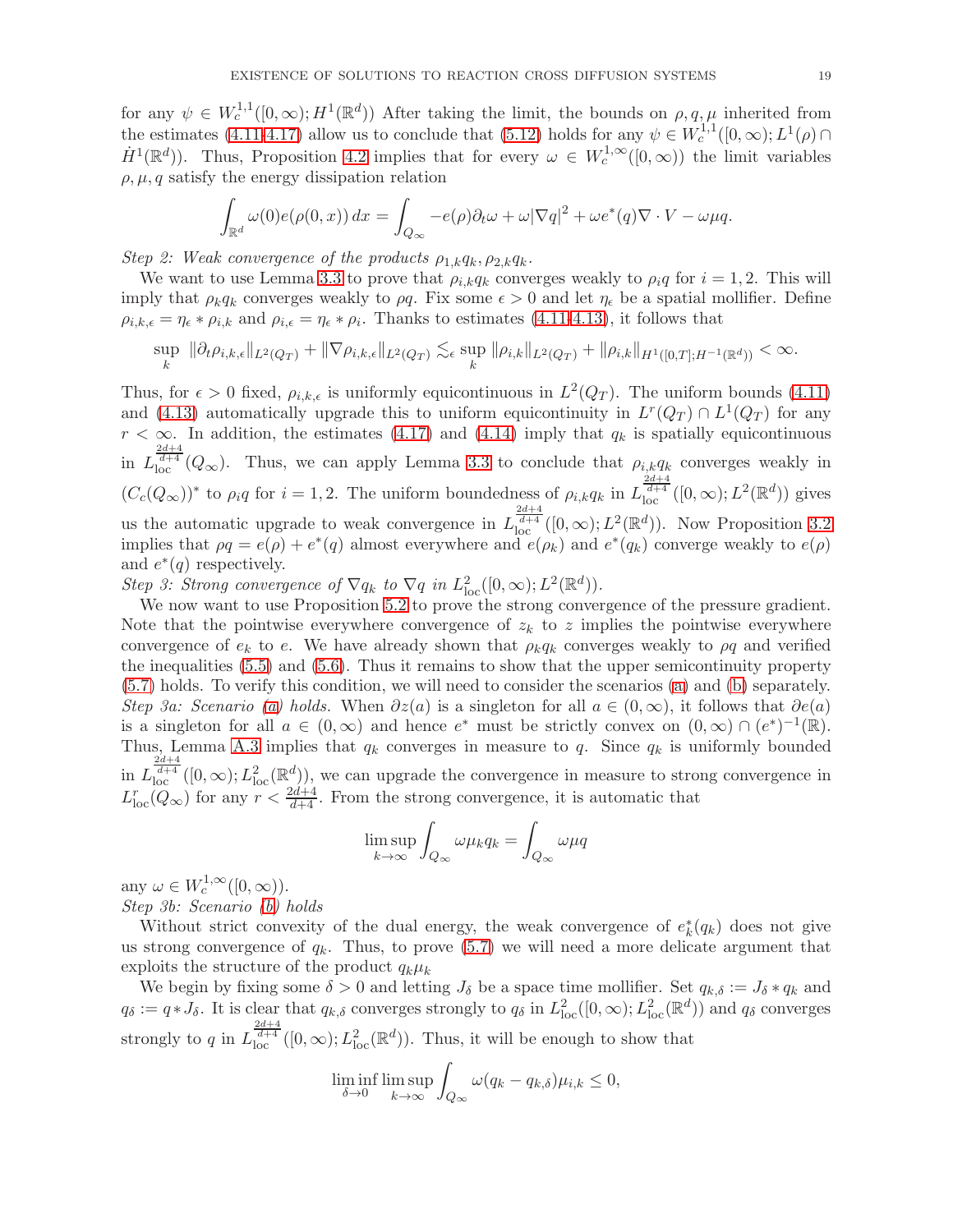for any $\psi \in W_c^{1,1}([0,\infty); H^1(\mathbb{R}^d))$ After taking the limit, the bounds on $\rho, q, \mu$ inherited from the estimates (4.11-4.17) allow us to conclude that (5.12) holds for any $\psi \in W_c^{1,1}([0,\infty); L^1(\rho) \cap \dot{H}^1(\mathbb{R}^d))$. Thus, Proposition 4.2 implies that for every $\omega \in W_c^{1,\infty}([0,\infty))$ the limit variables $\rho, \mu, q$ satisfy the energy dissipation relation

$$\int_{\mathbb{R}^d} \omega(0) e(\rho(0,x))\,dx = \int_{Q_\infty} -e(\rho)\partial_t \omega + \omega|\nabla q|^2 + \omega e^*(q)\nabla\cdot V - \omega\mu q.$$

*Step 2: Weak convergence of the products $\rho_{1,k}q_k, \rho_{2,k}q_k$.*

We want to use Lemma 3.3 to prove that $\rho_{i,k}q_k$ converges weakly to $\rho_i q$ for $i = 1,2$. This will imply that $\rho_k q_k$ converges weakly to $\rho q$. Fix some $\epsilon > 0$ and let $\eta_\epsilon$ be a spatial mollifier. Define $\rho_{i,k,\epsilon} = \eta_\epsilon * \rho_{i,k}$ and $\rho_{i,\epsilon} = \eta_\epsilon * \rho_i$. Thanks to estimates (4.11-4.13), it follows that

$$\sup_k \|\partial_t \rho_{i,k,\epsilon}\|_{L^2(Q_T)} + \|\nabla \rho_{i,k,\epsilon}\|_{L^2(Q_T)} \lesssim_\epsilon \sup_k \|\rho_{i,k}\|_{L^2(Q_T)} + \|\rho_{i,k}\|_{H^1([0,T];H^{-1}(\mathbb{R}^d))} < \infty.$$

Thus, for $\epsilon > 0$ fixed, $\rho_{i,k,\epsilon}$ is uniformly equicontinuous in $L^2(Q_T)$. The uniform bounds (4.11) and (4.13) automatically upgrade this to uniform equicontinuity in $L^r(Q_T) \cap L^1(Q_T)$ for any $r < \infty$. In addition, the estimates (4.17) and (4.14) imply that $q_k$ is spatially equicontinuous in $L^{\frac{2d+4}{d+4}}_{\text{loc}}(Q_\infty)$. Thus, we can apply Lemma 3.3 to conclude that $\rho_{i,k}q_k$ converges weakly in $(C_c(Q_\infty))^*$ to $\rho_i q$ for $i = 1,2$. The uniform boundedness of $\rho_{i,k}q_k$ in $L^{\frac{2d+4}{d+4}}_{\text{loc}}([0,\infty); L^2(\mathbb{R}^d))$ gives us the automatic upgrade to weak convergence in $L^{\frac{2d+4}{d+4}}_{\text{loc}}([0,\infty); L^2(\mathbb{R}^d))$. Now Proposition 3.2 implies that $\rho q = e(\rho) + e^*(q)$ almost everywhere and $e(\rho_k)$ and $e^*(q_k)$ converge weakly to $e(\rho)$ and $e^*(q)$ respectively.

*Step 3: Strong convergence of $\nabla q_k$ to $\nabla q$ in $L^2_{\text{loc}}([0,\infty); L^2(\mathbb{R}^d))$.*

We now want to use Proposition 5.2 to prove the strong convergence of the pressure gradient. Note that the pointwise everywhere convergence of $z_k$ to $z$ implies the pointwise everywhere convergence of $e_k$ to $e$. We have already shown that $\rho_k q_k$ converges weakly to $\rho q$ and verified the inequalities (5.5) and (5.6). Thus it remains to show that the upper semicontinuity property (5.7) holds. To verify this condition, we will need to consider the scenarios (a) and (b) separately.

*Step 3a: Scenario (a) holds.* When $\partial z(a)$ is a singleton for all $a \in (0,\infty)$, it follows that $\partial e(a)$ is a singleton for all $a \in (0,\infty)$ and hence $e^*$ must be strictly convex on $(0,\infty) \cap (e^*)^{-1}(\mathbb{R})$. Thus, Lemma A.3 implies that $q_k$ converges in measure to $q$. Since $q_k$ is uniformly bounded in $L^{\frac{2d+4}{d+4}}_{\text{loc}}([0,\infty); L^2_{\text{loc}}(\mathbb{R}^d))$, we can upgrade the convergence in measure to strong convergence in $L^r_{\text{loc}}(Q_\infty)$ for any $r < \frac{2d+4}{d+4}$. From the strong convergence, it is automatic that

$$\limsup_{k\to\infty} \int_{Q_\infty} \omega \mu_k q_k = \int_{Q_\infty} \omega \mu q$$

any $\omega \in W_c^{1,\infty}([0,\infty))$.

*Step 3b: Scenario (b) holds*

Without strict convexity of the dual energy, the weak convergence of $e_k^*(q_k)$ does not give us strong convergence of $q_k$. Thus, to prove (5.7) we will need a more delicate argument that exploits the structure of the product $q_k \mu_k$

We begin by fixing some $\delta > 0$ and letting $J_\delta$ be a space time mollifier. Set $q_{k,\delta} := J_\delta * q_k$ and $q_\delta := q * J_\delta$. It is clear that $q_{k,\delta}$ converges strongly to $q_\delta$ in $L^2_{\text{loc}}([0,\infty); L^2_{\text{loc}}(\mathbb{R}^d))$ and $q_\delta$ converges strongly to $q$ in $L^{\frac{2d+4}{d+4}}_{\text{loc}}([0,\infty); L^2_{\text{loc}}(\mathbb{R}^d))$. Thus, it will be enough to show that

$$\liminf_{\delta\to 0} \limsup_{k\to\infty} \int_{Q_\infty} \omega(q_k - q_{k,\delta})\mu_{i,k} \le 0,$$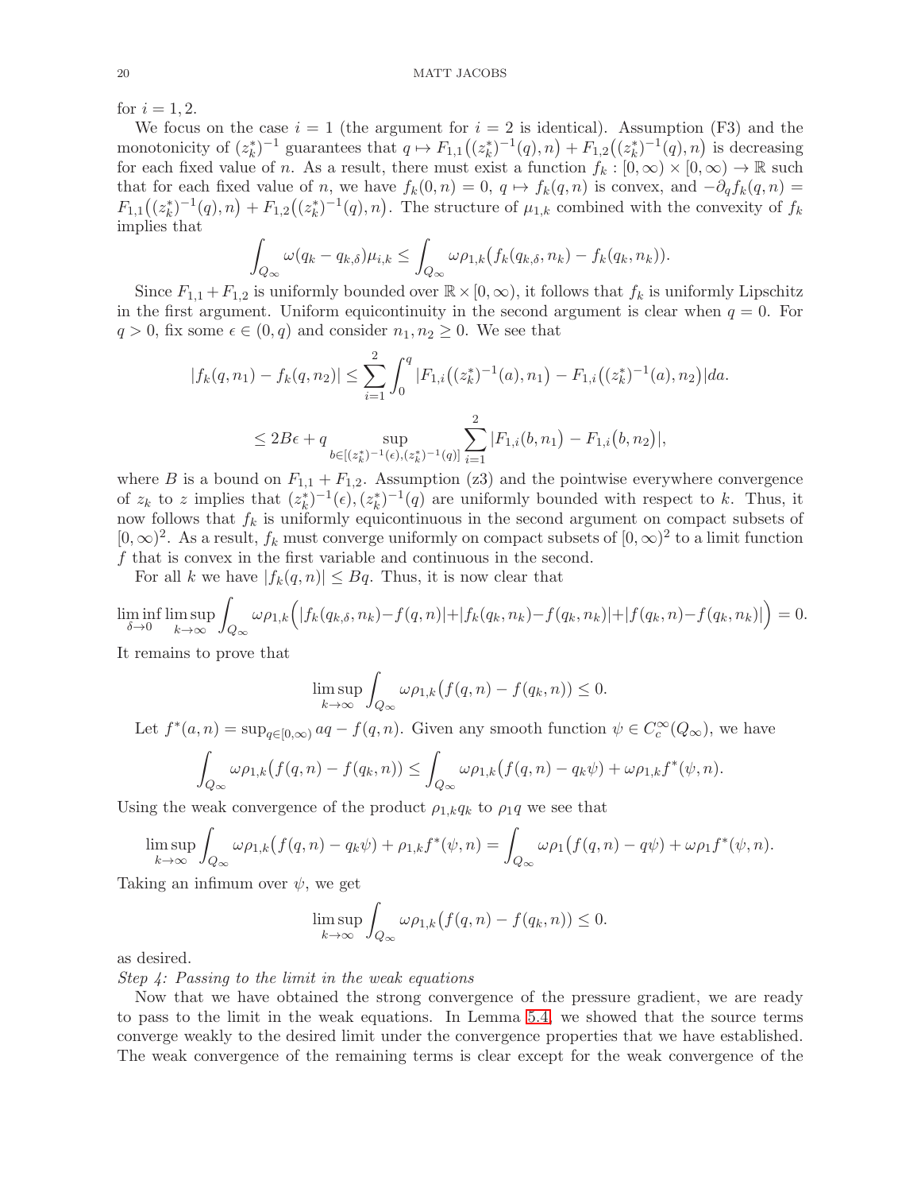for $i = 1, 2$.

We focus on the case $i = 1$ (the argument for $i = 2$ is identical). Assumption (F3) and the monotonicity of $(z_k^*)^{-1}$ guarantees that $q \mapsto F_{1,1}\big((z_k^*)^{-1}(q), n\big) + F_{1,2}\big((z_k^*)^{-1}(q), n\big)$ is decreasing for each fixed value of $n$. As a result, there must exist a function $f_k : [0,\infty) \times [0,\infty) \to \mathbb{R}$ such that for each fixed value of $n$, we have $f_k(0, n) = 0$, $q \mapsto f_k(q, n)$ is convex, and $-\partial_q f_k(q, n) = F_{1,1}\big((z_k^*)^{-1}(q), n\big) + F_{1,2}\big((z_k^*)^{-1}(q), n\big)$. The structure of $\mu_{1,k}$ combined with the convexity of $f_k$ implies that

$$\int_{Q_\infty} \omega(q_k - q_{k,\delta})\mu_{i,k} \leq \int_{Q_\infty} \omega\rho_{1,k}\big(f_k(q_{k,\delta}, n_k) - f_k(q_k, n_k)\big).$$

Since $F_{1,1} + F_{1,2}$ is uniformly bounded over $\mathbb{R} \times [0,\infty)$, it follows that $f_k$ is uniformly Lipschitz in the first argument. Uniform equicontinuity in the second argument is clear when $q = 0$. For $q > 0$, fix some $\epsilon \in (0, q)$ and consider $n_1, n_2 \geq 0$. We see that

$$|f_k(q, n_1) - f_k(q, n_2)| \leq \sum_{i=1}^{2} \int_0^q |F_{1,i}\big((z_k^*)^{-1}(a), n_1\big) - F_{1,i}\big((z_k^*)^{-1}(a), n_2\big)| da.$$

$$\leq 2B\epsilon + q \sup_{b \in [(z_k^*)^{-1}(\epsilon), (z_k^*)^{-1}(q)]} \sum_{i=1}^{2} |F_{1,i}\big(b, n_1\big) - F_{1,i}\big(b, n_2\big)|,$$

where $B$ is a bound on $F_{1,1} + F_{1,2}$. Assumption (z3) and the pointwise everywhere convergence of $z_k$ to $z$ implies that $(z_k^*)^{-1}(\epsilon), (z_k^*)^{-1}(q)$ are uniformly bounded with respect to $k$. Thus, it now follows that $f_k$ is uniformly equicontinuous in the second argument on compact subsets of $[0,\infty)^2$. As a result, $f_k$ must converge uniformly on compact subsets of $[0,\infty)^2$ to a limit function $f$ that is convex in the first variable and continuous in the second.

For all $k$ we have $|f_k(q, n)| \leq Bq$. Thus, it is now clear that

$$\liminf_{\delta \to 0} \limsup_{k \to \infty} \int_{Q_\infty} \omega\rho_{1,k}\Big(|f_k(q_{k,\delta}, n_k) - f(q, n)| + |f_k(q_k, n_k) - f(q_k, n_k)| + |f(q_k, n) - f(q_k, n_k)|\Big) = 0.$$

It remains to prove that

$$\limsup_{k \to \infty} \int_{Q_\infty} \omega\rho_{1,k}\big(f(q, n) - f(q_k, n)\big) \leq 0.$$

Let $f^*(a, n) = \sup_{q \in [0,\infty)} aq - f(q, n)$. Given any smooth function $\psi \in C_c^\infty(Q_\infty)$, we have

$$\int_{Q_\infty} \omega\rho_{1,k}\big(f(q, n) - f(q_k, n)\big) \leq \int_{Q_\infty} \omega\rho_{1,k}\big(f(q, n) - q_k\psi\big) + \omega\rho_{1,k} f^*(\psi, n).$$

Using the weak convergence of the product $\rho_{1,k}q_k$ to $\rho_1 q$ we see that

$$\limsup_{k \to \infty} \int_{Q_\infty} \omega\rho_{1,k}\big(f(q, n) - q_k\psi\big) + \rho_{1,k} f^*(\psi, n) = \int_{Q_\infty} \omega\rho_1\big(f(q, n) - q\psi\big) + \omega\rho_1 f^*(\psi, n).$$

Taking an infimum over $\psi$, we get

$$\limsup_{k \to \infty} \int_{Q_\infty} \omega\rho_{1,k}\big(f(q, n) - f(q_k, n)\big) \leq 0.$$

as desired.

*Step 4: Passing to the limit in the weak equations*

Now that we have obtained the strong convergence of the pressure gradient, we are ready to pass to the limit in the weak equations. In Lemma 5.4, we showed that the source terms converge weakly to the desired limit under the convergence properties that we have established. The weak convergence of the remaining terms is clear except for the weak convergence of the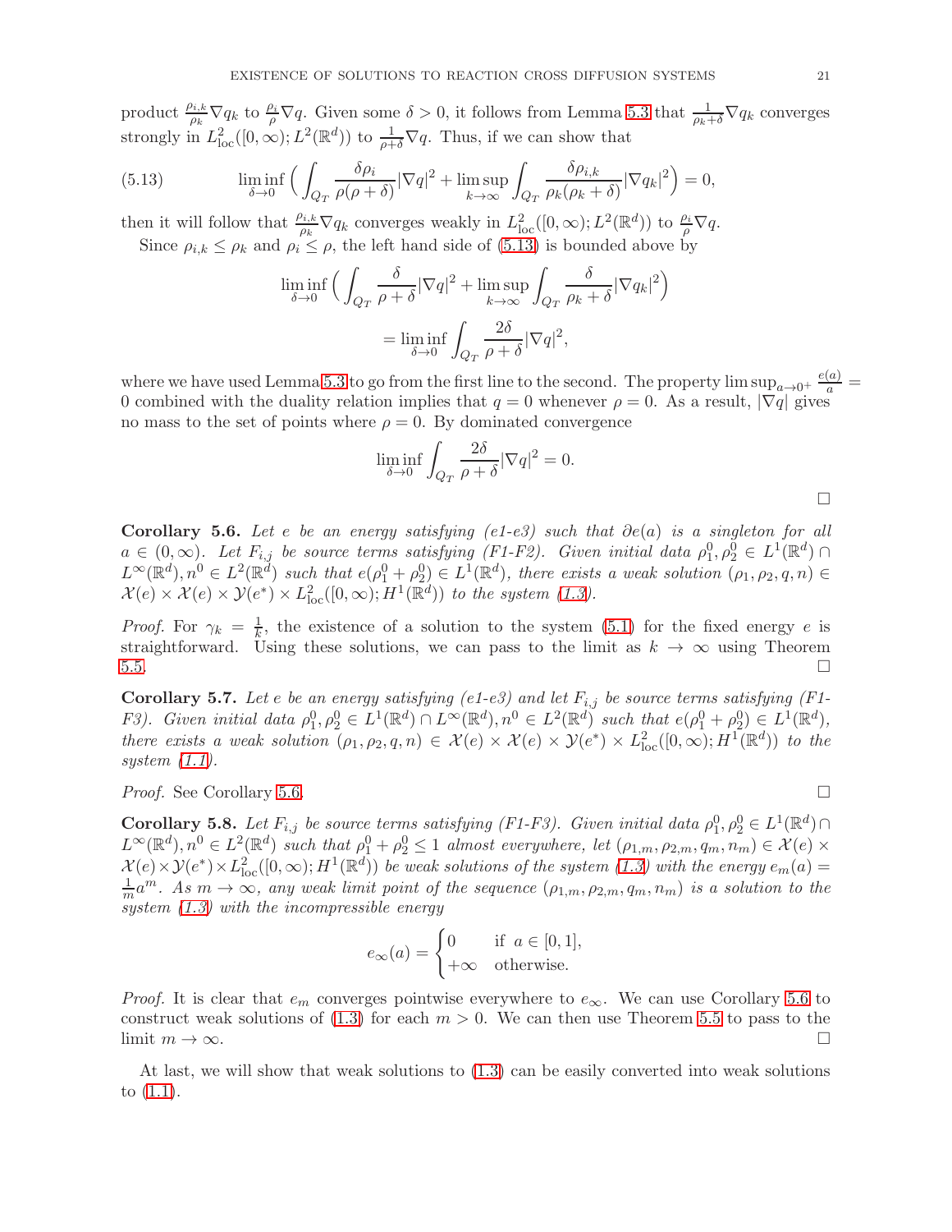product $\frac{\rho_{i,k}}{\rho_k}\nabla q_k$ to $\frac{\rho_i}{\rho}\nabla q$. Given some $\delta > 0$, it follows from Lemma 5.3 that $\frac{1}{\rho_k+\delta}\nabla q_k$ converges strongly in $L^2_{\rm loc}([0,\infty); L^2(\mathbb{R}^d))$ to $\frac{1}{\rho+\delta}\nabla q$. Thus, if we can show that

$$\liminf_{\delta\to 0}\Big(\int_{Q_T}\frac{\delta\rho_i}{\rho(\rho+\delta)}|\nabla q|^2 + \limsup_{k\to\infty}\int_{Q_T}\frac{\delta\rho_{i,k}}{\rho_k(\rho_k+\delta)}|\nabla q_k|^2\Big) = 0, \tag{5.13}$$

then it will follow that $\frac{\rho_{i,k}}{\rho_k}\nabla q_k$ converges weakly in $L^2_{\rm loc}([0,\infty); L^2(\mathbb{R}^d))$ to $\frac{\rho_i}{\rho}\nabla q$.

Since $\rho_{i,k}\leq \rho_k$ and $\rho_i\leq\rho$, the left hand side of (5.13) is bounded above by

$$\liminf_{\delta\to 0}\Big(\int_{Q_T}\frac{\delta}{\rho+\delta}|\nabla q|^2 + \limsup_{k\to\infty}\int_{Q_T}\frac{\delta}{\rho_k+\delta}|\nabla q_k|^2\Big)$$
$$= \liminf_{\delta\to 0}\int_{Q_T}\frac{2\delta}{\rho+\delta}|\nabla q|^2,$$

where we have used Lemma 5.3 to go from the first line to the second. The property $\limsup_{a\to 0^+}\frac{e(a)}{a} = 0$ combined with the duality relation implies that $q = 0$ whenever $\rho = 0$. As a result, $|\nabla q|$ gives no mass to the set of points where $\rho = 0$. By dominated convergence

$$\liminf_{\delta\to 0}\int_{Q_T}\frac{2\delta}{\rho+\delta}|\nabla q|^2 = 0.$$

□

**Corollary 5.6.** *Let $e$ be an energy satisfying (e1-e3) such that $\partial e(a)$ is a singleton for all $a\in(0,\infty)$. Let $F_{i,j}$ be source terms satisfying (F1-F2). Given initial data $\rho_1^0,\rho_2^0\in L^1(\mathbb{R}^d)\cap L^\infty(\mathbb{R}^d), n^0\in L^2(\mathbb{R}^d)$ such that $e(\rho_1^0+\rho_2^0)\in L^1(\mathbb{R}^d)$, there exists a weak solution $(\rho_1,\rho_2,q,n)\in \mathcal{X}(e)\times\mathcal{X}(e)\times\mathcal{Y}(e^*)\times L^2_{\rm loc}([0,\infty); H^1(\mathbb{R}^d))$ to the system (1.3).*

*Proof.* For $\gamma_k = \frac{1}{k}$, the existence of a solution to the system (5.1) for the fixed energy $e$ is straightforward. Using these solutions, we can pass to the limit as $k\to\infty$ using Theorem 5.5. □

**Corollary 5.7.** *Let $e$ be an energy satisfying (e1-e3) and let $F_{i,j}$ be source terms satisfying (F1-F3). Given initial data $\rho_1^0,\rho_2^0\in L^1(\mathbb{R}^d)\cap L^\infty(\mathbb{R}^d), n^0\in L^2(\mathbb{R}^d)$ such that $e(\rho_1^0+\rho_2^0)\in L^1(\mathbb{R}^d)$, there exists a weak solution $(\rho_1,\rho_2,q,n)\in\mathcal{X}(e)\times\mathcal{X}(e)\times\mathcal{Y}(e^*)\times L^2_{\rm loc}([0,\infty); H^1(\mathbb{R}^d))$ to the system (1.1).*

*Proof.* See Corollary 5.6. □

**Corollary 5.8.** *Let $F_{i,j}$ be source terms satisfying (F1-F3). Given initial data $\rho_1^0,\rho_2^0\in L^1(\mathbb{R}^d)\cap L^\infty(\mathbb{R}^d), n^0\in L^2(\mathbb{R}^d)$ such that $\rho_1^0+\rho_2^0\leq 1$ almost everywhere, let $(\rho_{1,m},\rho_{2,m},q_m,n_m)\in\mathcal{X}(e)\times\mathcal{X}(e)\times\mathcal{Y}(e^*)\times L^2_{\rm loc}([0,\infty); H^1(\mathbb{R}^d))$ be weak solutions of the system (1.3) with the energy $e_m(a) = \frac{1}{m}a^m$. As $m\to\infty$, any weak limit point of the sequence $(\rho_{1,m},\rho_{2,m},q_m,n_m)$ is a solution to the system (1.3) with the incompressible energy*

$$e_\infty(a) = \begin{cases} 0 & \text{if } a\in[0,1], \\ +\infty & \text{otherwise.}\end{cases}$$

*Proof.* It is clear that $e_m$ converges pointwise everywhere to $e_\infty$. We can use Corollary 5.6 to construct weak solutions of (1.3) for each $m>0$. We can then use Theorem 5.5 to pass to the limit $m\to\infty$. □

At last, we will show that weak solutions to (1.3) can be easily converted into weak solutions to (1.1).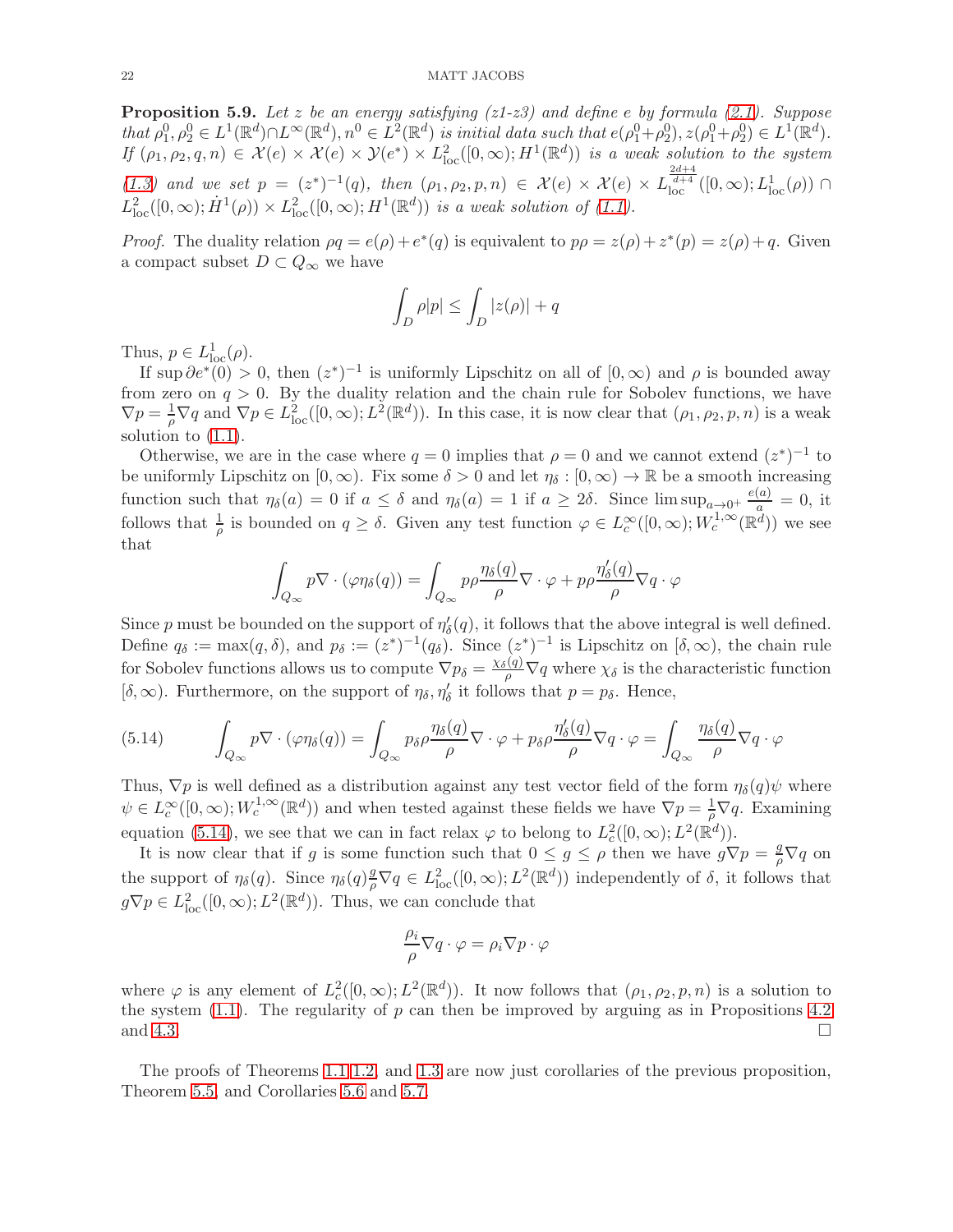**Proposition 5.9.** *Let $z$ be an energy satisfying (z1-z3) and define $e$ by formula (2.1). Suppose that $\rho_1^0, \rho_2^0 \in L^1(\mathbb{R}^d) \cap L^\infty(\mathbb{R}^d)$, $n^0 \in L^2(\mathbb{R}^d)$ is initial data such that $e(\rho_1^0+\rho_2^0), z(\rho_1^0+\rho_2^0) \in L^1(\mathbb{R}^d)$. If $(\rho_1, \rho_2, q, n) \in \mathcal{X}(e) \times \mathcal{X}(e) \times \mathcal{Y}(e^*) \times L^2_{\mathrm{loc}}([0,\infty); H^1(\mathbb{R}^d))$ is a weak solution to the system (1.3) and we set $p = (z^*)^{-1}(q)$, then $(\rho_1, \rho_2, p, n) \in \mathcal{X}(e) \times \mathcal{X}(e) \times L^{\frac{2d+4}{d+4}}_{\mathrm{loc}}([0,\infty); L^1_{\mathrm{loc}}(\rho)) \cap L^2_{\mathrm{loc}}([0,\infty); \dot{H}^1(\rho)) \times L^2_{\mathrm{loc}}([0,\infty); H^1(\mathbb{R}^d))$ is a weak solution of (1.1).*

*Proof.* The duality relation $\rho q = e(\rho) + e^*(q)$ is equivalent to $p\rho = z(\rho) + z^*(p) = z(\rho) + q$. Given a compact subset $D \subset Q_\infty$ we have

$$\int_D \rho |p| \leq \int_D |z(\rho)| + q$$

Thus, $p \in L^1_{\mathrm{loc}}(\rho)$.

If $\sup \partial e^*(0) > 0$, then $(z^*)^{-1}$ is uniformly Lipschitz on all of $[0,\infty)$ and $\rho$ is bounded away from zero on $q > 0$. By the duality relation and the chain rule for Sobolev functions, we have $\nabla p = \frac{1}{\rho}\nabla q$ and $\nabla p \in L^2_{\mathrm{loc}}([0,\infty); L^2(\mathbb{R}^d))$. In this case, it is now clear that $(\rho_1, \rho_2, p, n)$ is a weak solution to (1.1).

Otherwise, we are in the case where $q = 0$ implies that $\rho = 0$ and we cannot extend $(z^*)^{-1}$ to be uniformly Lipschitz on $[0,\infty)$. Fix some $\delta > 0$ and let $\eta_\delta : [0,\infty) \to \mathbb{R}$ be a smooth increasing function such that $\eta_\delta(a) = 0$ if $a \leq \delta$ and $\eta_\delta(a) = 1$ if $a \geq 2\delta$. Since $\limsup_{a \to 0^+} \frac{e(a)}{a} = 0$, it follows that $\frac{1}{\rho}$ is bounded on $q \geq \delta$. Given any test function $\varphi \in L^\infty_c([0,\infty); W^{1,\infty}_c(\mathbb{R}^d))$ we see that

$$\int_{Q_\infty} p \nabla \cdot (\varphi \eta_\delta(q)) = \int_{Q_\infty} p\rho \frac{\eta_\delta(q)}{\rho} \nabla \cdot \varphi + p\rho \frac{\eta_\delta'(q)}{\rho} \nabla q \cdot \varphi$$

Since $p$ must be bounded on the support of $\eta_\delta'(q)$, it follows that the above integral is well defined. Define $q_\delta := \max(q, \delta)$, and $p_\delta := (z^*)^{-1}(q_\delta)$. Since $(z^*)^{-1}$ is Lipschitz on $[\delta, \infty)$, the chain rule for Sobolev functions allows us to compute $\nabla p_\delta = \frac{\chi_\delta(q)}{\rho}\nabla q$ where $\chi_\delta$ is the characteristic function $[\delta,\infty)$. Furthermore, on the support of $\eta_\delta, \eta_\delta'$ it follows that $p = p_\delta$. Hence,

$$\int_{Q_\infty} p \nabla \cdot (\varphi \eta_\delta(q)) = \int_{Q_\infty} p_\delta \rho \frac{\eta_\delta(q)}{\rho} \nabla \cdot \varphi + p_\delta \rho \frac{\eta_\delta'(q)}{\rho} \nabla q \cdot \varphi = \int_{Q_\infty} \frac{\eta_\delta(q)}{\rho} \nabla q \cdot \varphi \tag{5.14}$$

Thus, $\nabla p$ is well defined as a distribution against any test vector field of the form $\eta_\delta(q)\psi$ where $\psi \in L^\infty_c([0,\infty); W^{1,\infty}_c(\mathbb{R}^d))$ and when tested against these fields we have $\nabla p = \frac{1}{\rho}\nabla q$. Examining equation (5.14), we see that we can in fact relax $\varphi$ to belong to $L^2_c([0,\infty); L^2(\mathbb{R}^d))$.

It is now clear that if $g$ is some function such that $0 \leq g \leq \rho$ then we have $g\nabla p = \frac{g}{\rho}\nabla q$ on the support of $\eta_\delta(q)$. Since $\eta_\delta(q)\frac{g}{\rho}\nabla q \in L^2_{\mathrm{loc}}([0,\infty); L^2(\mathbb{R}^d))$ independently of $\delta$, it follows that $g\nabla p \in L^2_{\mathrm{loc}}([0,\infty); L^2(\mathbb{R}^d))$. Thus, we can conclude that

$$\frac{\rho_i}{\rho} \nabla q \cdot \varphi = \rho_i \nabla p \cdot \varphi$$

where $\varphi$ is any element of $L^2_c([0,\infty); L^2(\mathbb{R}^d))$. It now follows that $(\rho_1, \rho_2, p, n)$ is a solution to the system (1.1). The regularity of $p$ can then be improved by arguing as in Propositions 4.2 and 4.3. $\square$

The proofs of Theorems 1.1, 1.2, and 1.3 are now just corollaries of the previous proposition, Theorem 5.5, and Corollaries 5.6 and 5.7.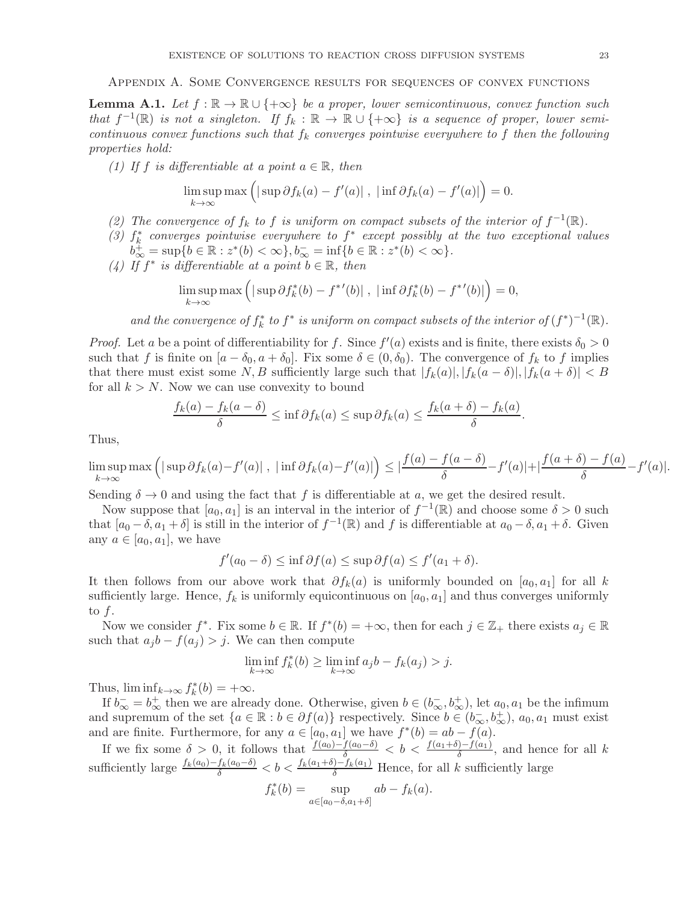## Appendix A. Some Convergence results for sequences of convex functions

**Lemma A.1.** *Let $f : \mathbb{R} \to \mathbb{R} \cup \{+\infty\}$ be a proper, lower semicontinuous, convex function such that $f^{-1}(\mathbb{R})$ is not a singleton. If $f_k : \mathbb{R} \to \mathbb{R} \cup \{+\infty\}$ is a sequence of proper, lower semicontinuous convex functions such that $f_k$ converges pointwise everywhere to $f$ then the following properties hold:*

*(1) If $f$ is differentiable at a point $a \in \mathbb{R}$, then*

$$\limsup_{k\to\infty} \max\Big( |\sup \partial f_k(a) - f'(a)| \ , \ |\inf \partial f_k(a) - f'(a)|\Big) = 0.$$

*(2) The convergence of $f_k$ to $f$ is uniform on compact subsets of the interior of $f^{-1}(\mathbb{R})$.*

*(3) $f_k^*$ converges pointwise everywhere to $f^*$ except possibly at the two exceptional values $b_\infty^+ = \sup\{b \in \mathbb{R} : z^*(b) < \infty\}, b_\infty^- = \inf\{b \in \mathbb{R} : z^*(b) < \infty\}$.*

*(4) If $f^*$ is differentiable at a point $b \in \mathbb{R}$, then*

$$\limsup_{k\to\infty} \max\Big( |\sup \partial f_k^*(b) - {f^*}'(b)| \ , \ |\inf \partial f_k^*(b) - {f^*}'(b)|\Big) = 0,$$

*and the convergence of $f_k^*$ to $f^*$ is uniform on compact subsets of the interior of $(f^*)^{-1}(\mathbb{R})$.*

*Proof.* Let $a$ be a point of differentiability for $f$. Since $f'(a)$ exists and is finite, there exists $\delta_0 > 0$ such that $f$ is finite on $[a - \delta_0, a + \delta_0]$. Fix some $\delta \in (0, \delta_0)$. The convergence of $f_k$ to $f$ implies that there must exist some $N, B$ sufficiently large such that $|f_k(a)|, |f_k(a - \delta)|, |f_k(a + \delta)| < B$ for all $k > N$. Now we can use convexity to bound

$$\frac{f_k(a) - f_k(a - \delta)}{\delta} \leq \inf \partial f_k(a) \leq \sup \partial f_k(a) \leq \frac{f_k(a + \delta) - f_k(a)}{\delta}.$$

Thus,

$$\limsup_{k\to\infty} \max\Big( |\sup \partial f_k(a) - f'(a)| \ , \ |\inf \partial f_k(a) - f'(a)|\Big) \leq |\frac{f(a) - f(a - \delta)}{\delta} - f'(a)| + |\frac{f(a + \delta) - f(a)}{\delta} - f'(a)|.$$

Sending $\delta \to 0$ and using the fact that $f$ is differentiable at $a$, we get the desired result.

Now suppose that $[a_0, a_1]$ is an interval in the interior of $f^{-1}(\mathbb{R})$ and choose some $\delta > 0$ such that $[a_0 - \delta, a_1 + \delta]$ is still in the interior of $f^{-1}(\mathbb{R})$ and $f$ is differentiable at $a_0 - \delta, a_1 + \delta$. Given any $a \in [a_0, a_1]$, we have

$$f'(a_0 - \delta) \leq \inf \partial f(a) \leq \sup \partial f(a) \leq f'(a_1 + \delta).$$

It then follows from our above work that $\partial f_k(a)$ is uniformly bounded on $[a_0, a_1]$ for all $k$ sufficiently large. Hence, $f_k$ is uniformly equicontinuous on $[a_0, a_1]$ and thus converges uniformly to $f$.

Now we consider $f^*$. Fix some $b \in \mathbb{R}$. If $f^*(b) = +\infty$, then for each $j \in \mathbb{Z}_+$ there exists $a_j \in \mathbb{R}$ such that $a_j b - f(a_j) > j$. We can then compute

$$\liminf_{k\to\infty} f_k^*(b) \geq \liminf_{k\to\infty} a_j b - f_k(a_j) > j.$$

Thus, $\liminf_{k\to\infty} f_k^*(b) = +\infty$.

If $b_\infty^- = b_\infty^+$ then we are already done. Otherwise, given $b \in (b_\infty^-, b_\infty^+)$, let $a_0, a_1$ be the infimum and supremum of the set $\{a \in \mathbb{R} : b \in \partial f(a)\}$ respectively. Since $b \in (b_\infty^-, b_\infty^+)$, $a_0, a_1$ must exist and are finite. Furthermore, for any $a \in [a_0, a_1]$ we have $f^*(b) = ab - f(a)$.

If we fix some $\delta > 0$, it follows that $\frac{f(a_0) - f(a_0 - \delta)}{\delta} < b < \frac{f(a_1 + \delta) - f(a_1)}{\delta}$, and hence for all $k$ sufficiently large $\frac{f_k(a_0) - f_k(a_0 - \delta)}{\delta} < b < \frac{f_k(a_1 + \delta) - f_k(a_1)}{\delta}$ Hence, for all $k$ sufficiently large

$$f_k^*(b) = \sup_{a \in [a_0 - \delta, a_1 + \delta]} ab - f_k(a).$$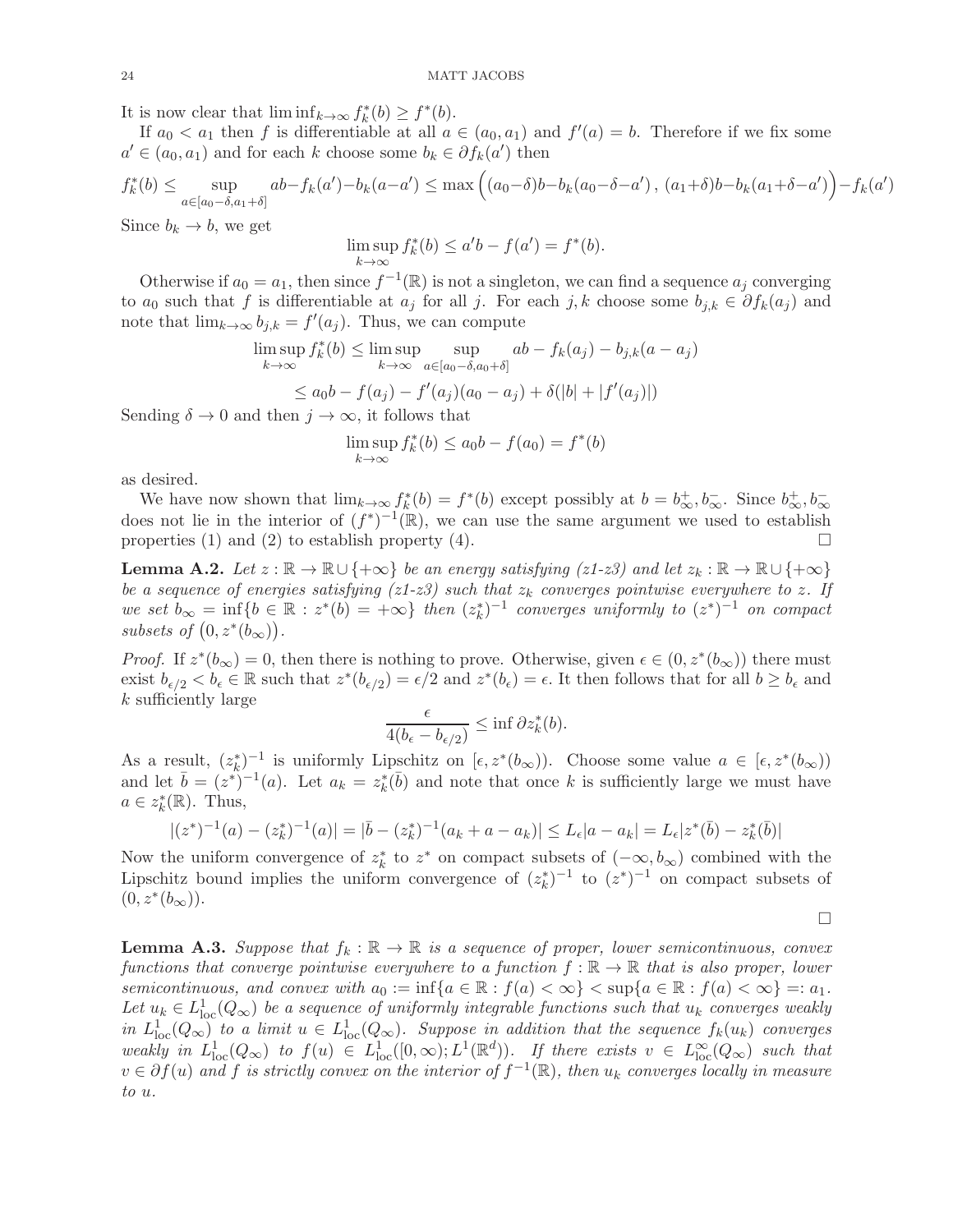It is now clear that $\liminf_{k\to\infty} f_k^*(b) \geq f^*(b)$.

If $a_0 < a_1$ then $f$ is differentiable at all $a \in (a_0, a_1)$ and $f'(a) = b$. Therefore if we fix some $a' \in (a_0, a_1)$ and for each $k$ choose some $b_k \in \partial f_k(a')$ then

$$f_k^*(b) \leq \sup_{a\in[a_0-\delta, a_1+\delta]} ab - f_k(a') - b_k(a-a') \leq \max\Big((a_0-\delta)b - b_k(a_0-\delta-a')\,,\,(a_1+\delta)b - b_k(a_1+\delta-a')\Big) - f_k(a')$$

Since $b_k \to b$, we get

$$\limsup_{k\to\infty} f_k^*(b) \leq a'b - f(a') = f^*(b).$$

Otherwise if $a_0 = a_1$, then since $f^{-1}(\mathbb{R})$ is not a singleton, we can find a sequence $a_j$ converging to $a_0$ such that $f$ is differentiable at $a_j$ for all $j$. For each $j, k$ choose some $b_{j,k} \in \partial f_k(a_j)$ and note that $\lim_{k\to\infty} b_{j,k} = f'(a_j)$. Thus, we can compute

$$\limsup_{k\to\infty} f_k^*(b) \leq \limsup_{k\to\infty} \sup_{a\in[a_0-\delta, a_0+\delta]} ab - f_k(a_j) - b_{j,k}(a - a_j)$$

$$\leq a_0 b - f(a_j) - f'(a_j)(a_0 - a_j) + \delta(|b| + |f'(a_j)|)$$

Sending $\delta \to 0$ and then $j \to \infty$, it follows that

$$\limsup_{k\to\infty} f_k^*(b) \leq a_0 b - f(a_0) = f^*(b)$$

as desired.

We have now shown that $\lim_{k\to\infty} f_k^*(b) = f^*(b)$ except possibly at $b = b_\infty^+, b_\infty^-$. Since $b_\infty^+, b_\infty^-$ does not lie in the interior of $(f^*)^{-1}(\mathbb{R})$, we can use the same argument we used to establish properties (1) and (2) to establish property (4). $\square$

**Lemma A.2.** *Let $z : \mathbb{R} \to \mathbb{R} \cup \{+\infty\}$ be an energy satisfying (z1-z3) and let $z_k : \mathbb{R} \to \mathbb{R} \cup \{+\infty\}$ be a sequence of energies satisfying (z1-z3) such that $z_k$ converges pointwise everywhere to $z$. If we set $b_\infty = \inf\{b \in \mathbb{R} : z^*(b) = +\infty\}$ then $(z_k^*)^{-1}$ converges uniformly to $(z^*)^{-1}$ on compact subsets of $\big(0, z^*(b_\infty)\big)$.*

*Proof.* If $z^*(b_\infty) = 0$, then there is nothing to prove. Otherwise, given $\epsilon \in (0, z^*(b_\infty))$ there must exist $b_{\epsilon/2} < b_\epsilon \in \mathbb{R}$ such that $z^*(b_{\epsilon/2}) = \epsilon/2$ and $z^*(b_\epsilon) = \epsilon$. It then follows that for all $b \geq b_\epsilon$ and $k$ sufficiently large

$$\frac{\epsilon}{4(b_\epsilon - b_{\epsilon/2})} \leq \inf \partial z_k^*(b).$$

As a result, $(z_k^*)^{-1}$ is uniformly Lipschitz on $[\epsilon, z^*(b_\infty))$. Choose some value $a \in [\epsilon, z^*(b_\infty))$ and let $\bar{b} = (z^*)^{-1}(a)$. Let $a_k = z_k^*(\bar{b})$ and note that once $k$ is sufficiently large we must have $a \in z_k^*(\mathbb{R})$. Thus,

$$|(z^*)^{-1}(a) - (z_k^*)^{-1}(a)| = |\bar{b} - (z_k^*)^{-1}(a_k + a - a_k)| \leq L_\epsilon |a - a_k| = L_\epsilon |z^*(\bar{b}) - z_k^*(\bar{b})|$$

Now the uniform convergence of $z_k^*$ to $z^*$ on compact subsets of $(-\infty, b_\infty)$ combined with the Lipschitz bound implies the uniform convergence of $(z_k^*)^{-1}$ to $(z^*)^{-1}$ on compact subsets of $(0, z^*(b_\infty))$.

$\square$

**Lemma A.3.** *Suppose that $f_k : \mathbb{R} \to \mathbb{R}$ is a sequence of proper, lower semicontinuous, convex functions that converge pointwise everywhere to a function $f : \mathbb{R} \to \mathbb{R}$ that is also proper, lower semicontinuous, and convex with $a_0 := \inf\{a \in \mathbb{R} : f(a) < \infty\} < \sup\{a \in \mathbb{R} : f(a) < \infty\} =: a_1$. Let $u_k \in L^1_{\mathrm{loc}}(Q_\infty)$ be a sequence of uniformly integrable functions such that $u_k$ converges weakly in $L^1_{\mathrm{loc}}(Q_\infty)$ to a limit $u \in L^1_{\mathrm{loc}}(Q_\infty)$. Suppose in addition that the sequence $f_k(u_k)$ converges weakly in $L^1_{\mathrm{loc}}(Q_\infty)$ to $f(u) \in L^1_{\mathrm{loc}}([0,\infty); L^1(\mathbb{R}^d))$. If there exists $v \in L^\infty_{\mathrm{loc}}(Q_\infty)$ such that $v \in \partial f(u)$ and $f$ is strictly convex on the interior of $f^{-1}(\mathbb{R})$, then $u_k$ converges locally in measure to $u$.*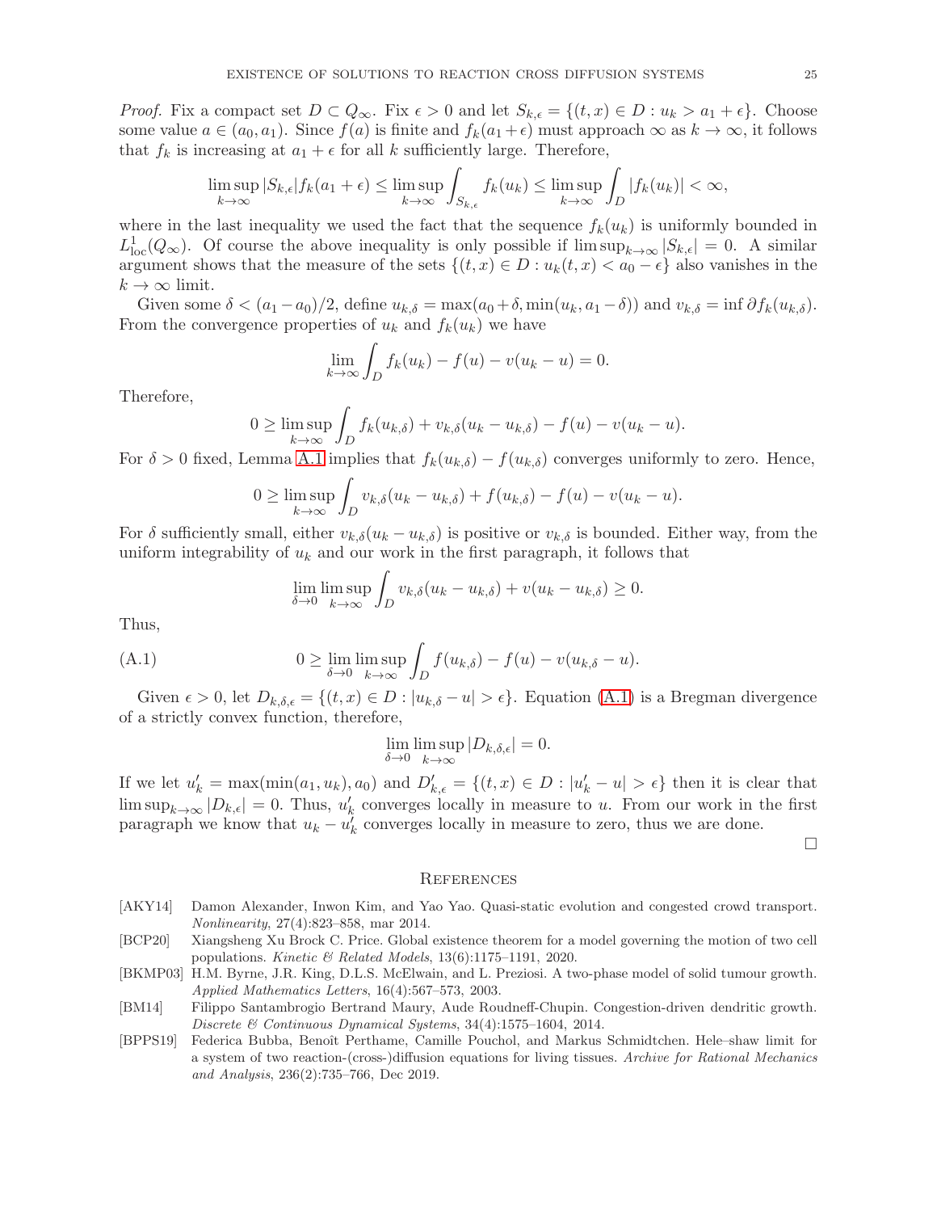*Proof.* Fix a compact set $D \subset Q_\infty$. Fix $\epsilon > 0$ and let $S_{k,\epsilon} = \{(t,x) \in D : u_k > a_1 + \epsilon\}$. Choose some value $a \in (a_0, a_1)$. Since $f(a)$ is finite and $f_k(a_1+\epsilon)$ must approach $\infty$ as $k \to \infty$, it follows that $f_k$ is increasing at $a_1 + \epsilon$ for all $k$ sufficiently large. Therefore,

$$\limsup_{k\to\infty} |S_{k,\epsilon}| f_k(a_1+\epsilon) \leq \limsup_{k\to\infty} \int_{S_{k,\epsilon}} f_k(u_k) \leq \limsup_{k\to\infty} \int_D |f_k(u_k)| < \infty,$$

where in the last inequality we used the fact that the sequence $f_k(u_k)$ is uniformly bounded in $L^1_{\text{loc}}(Q_\infty)$. Of course the above inequality is only possible if $\limsup_{k\to\infty} |S_{k,\epsilon}| = 0$. A similar argument shows that the measure of the sets $\{(t,x) \in D : u_k(t,x) < a_0 - \epsilon\}$ also vanishes in the $k \to \infty$ limit.

Given some $\delta < (a_1 - a_0)/2$, define $u_{k,\delta} = \max(a_0 + \delta, \min(u_k, a_1 - \delta))$ and $v_{k,\delta} = \inf \partial f_k(u_{k,\delta})$. From the convergence properties of $u_k$ and $f_k(u_k)$ we have

$$\lim_{k\to\infty} \int_D f_k(u_k) - f(u) - v(u_k - u) = 0.$$

Therefore,

$$0 \geq \limsup_{k\to\infty} \int_D f_k(u_{k,\delta}) + v_{k,\delta}(u_k - u_{k,\delta}) - f(u) - v(u_k - u).$$

For $\delta > 0$ fixed, Lemma A.1 implies that $f_k(u_{k,\delta}) - f(u_{k,\delta})$ converges uniformly to zero. Hence,

$$0 \geq \limsup_{k\to\infty} \int_D v_{k,\delta}(u_k - u_{k,\delta}) + f(u_{k,\delta}) - f(u) - v(u_k - u).$$

For $\delta$ sufficiently small, either $v_{k,\delta}(u_k - u_{k,\delta})$ is positive or $v_{k,\delta}$ is bounded. Either way, from the uniform integrability of $u_k$ and our work in the first paragraph, it follows that

$$\lim_{\delta\to 0} \limsup_{k\to\infty} \int_D v_{k,\delta}(u_k - u_{k,\delta}) + v(u_k - u_{k,\delta}) \geq 0.$$

Thus,

$$0 \geq \lim_{\delta\to 0} \limsup_{k\to\infty} \int_D f(u_{k,\delta}) - f(u) - v(u_{k,\delta} - u). \tag{A.1}$$

Given $\epsilon > 0$, let $D_{k,\delta,\epsilon} = \{(t,x) \in D : |u_{k,\delta} - u| > \epsilon\}$. Equation (A.1) is a Bregman divergence of a strictly convex function, therefore,

$$\lim_{\delta\to 0} \limsup_{k\to\infty} |D_{k,\delta,\epsilon}| = 0.$$

If we let $u_k' = \max(\min(a_1, u_k), a_0)$ and $D_{k,\epsilon}' = \{(t,x) \in D : |u_k' - u| > \epsilon\}$ then it is clear that $\limsup_{k\to\infty} |D_{k,\epsilon}| = 0$. Thus, $u_k'$ converges locally in measure to $u$. From our work in the first paragraph we know that $u_k - u_k'$ converges locally in measure to zero, thus we are done. $\square$

## References

[AKY14] Damon Alexander, Inwon Kim, and Yao Yao. Quasi-static evolution and congested crowd transport. *Nonlinearity*, 27(4):823–858, mar 2014.

[BCP20] Xiangsheng Xu Brock C. Price. Global existence theorem for a model governing the motion of two cell populations. *Kinetic & Related Models*, 13(6):1175–1191, 2020.

[BKMP03] H.M. Byrne, J.R. King, D.L.S. McElwain, and L. Preziosi. A two-phase model of solid tumour growth. *Applied Mathematics Letters*, 16(4):567–573, 2003.

[BM14] Filippo Santambrogio Bertrand Maury, Aude Roudneff-Chupin. Congestion-driven dendritic growth. *Discrete & Continuous Dynamical Systems*, 34(4):1575–1604, 2014.

[BPPS19] Federica Bubba, Benoît Perthame, Camille Pouchol, and Markus Schmidtchen. Hele–shaw limit for a system of two reaction-(cross-)diffusion equations for living tissues. *Archive for Rational Mechanics and Analysis*, 236(2):735–766, Dec 2019.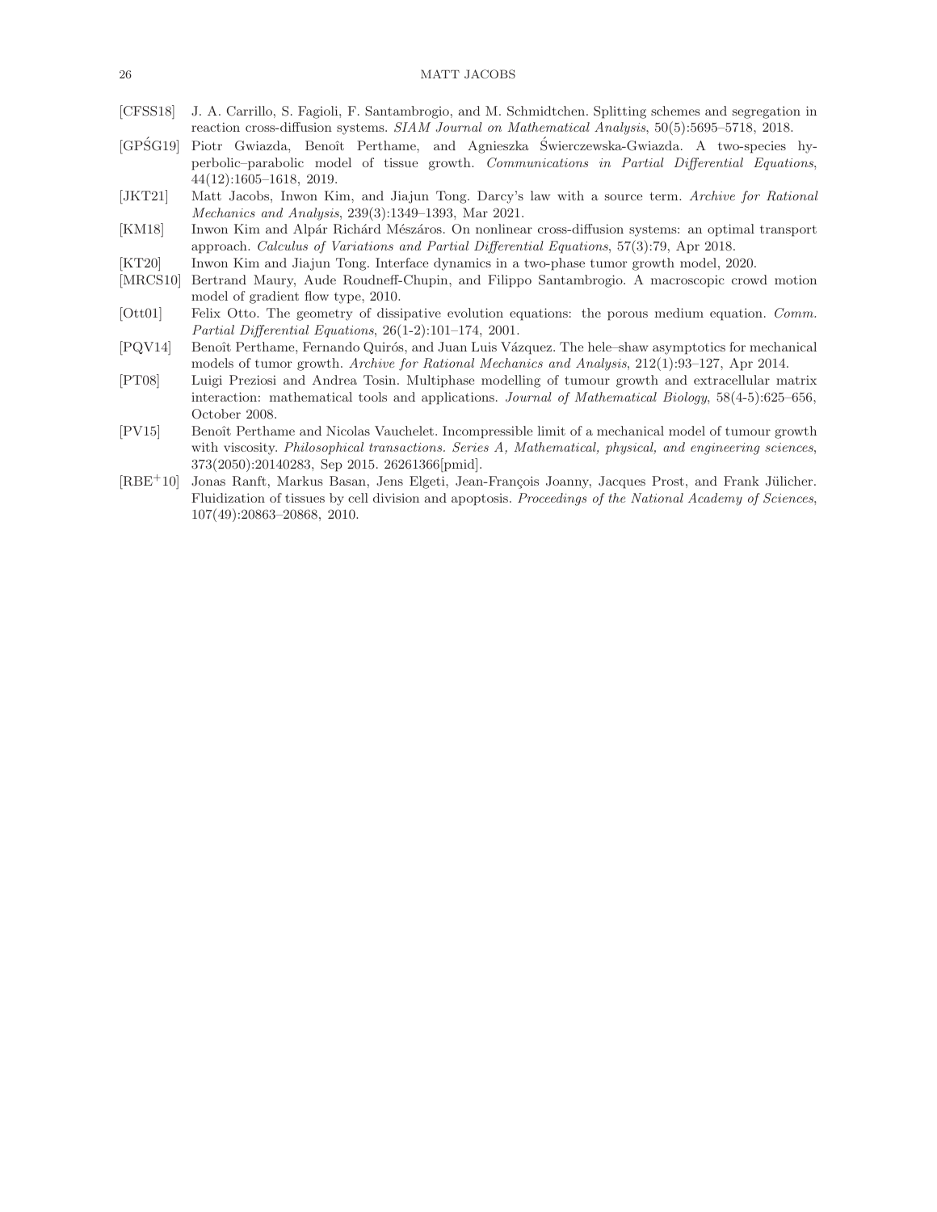[CFSS18] J. A. Carrillo, S. Fagioli, F. Santambrogio, and M. Schmidtchen. Splitting schemes and segregation in reaction cross-diffusion systems. *SIAM Journal on Mathematical Analysis*, 50(5):5695–5718, 2018.

[GPŚG19] Piotr Gwiazda, Benoît Perthame, and Agnieszka Świerczewska-Gwiazda. A two-species hyperbolic–parabolic model of tissue growth. *Communications in Partial Differential Equations*, 44(12):1605–1618, 2019.

[JKT21] Matt Jacobs, Inwon Kim, and Jiajun Tong. Darcy's law with a source term. *Archive for Rational Mechanics and Analysis*, 239(3):1349–1393, Mar 2021.

[KM18] Inwon Kim and Alpár Richárd Mészáros. On nonlinear cross-diffusion systems: an optimal transport approach. *Calculus of Variations and Partial Differential Equations*, 57(3):79, Apr 2018.

[KT20] Inwon Kim and Jiajun Tong. Interface dynamics in a two-phase tumor growth model, 2020.

[MRCS10] Bertrand Maury, Aude Roudneff-Chupin, and Filippo Santambrogio. A macroscopic crowd motion model of gradient flow type, 2010.

[Ott01] Felix Otto. The geometry of dissipative evolution equations: the porous medium equation. *Comm. Partial Differential Equations*, 26(1-2):101–174, 2001.

[PQV14] Benoît Perthame, Fernando Quirós, and Juan Luis Vázquez. The hele–shaw asymptotics for mechanical models of tumor growth. *Archive for Rational Mechanics and Analysis*, 212(1):93–127, Apr 2014.

[PT08] Luigi Preziosi and Andrea Tosin. Multiphase modelling of tumour growth and extracellular matrix interaction: mathematical tools and applications. *Journal of Mathematical Biology*, 58(4-5):625–656, October 2008.

[PV15] Benoît Perthame and Nicolas Vauchelet. Incompressible limit of a mechanical model of tumour growth with viscosity. *Philosophical transactions. Series A, Mathematical, physical, and engineering sciences*, 373(2050):20140283, Sep 2015. 26261366[pmid].

[RBE+10] Jonas Ranft, Markus Basan, Jens Elgeti, Jean-François Joanny, Jacques Prost, and Frank Jülicher. Fluidization of tissues by cell division and apoptosis. *Proceedings of the National Academy of Sciences*, 107(49):20863–20868, 2010.